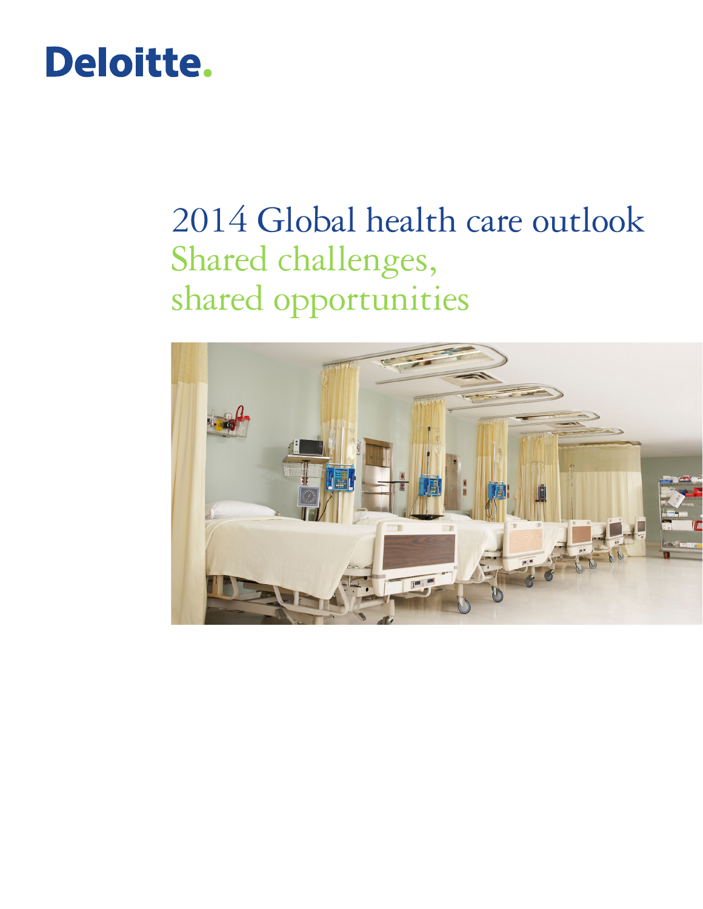Deloitte.

# 2014 Global health care outlook

## Shared challenges, shared opportunities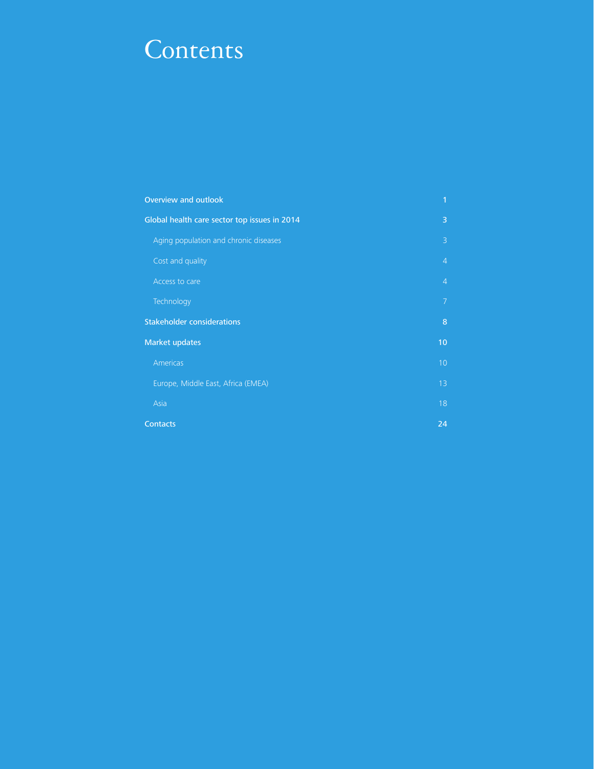# Contents

| | |
|---|---|
| **Overview and outlook** | **1** |
| **Global health care sector top issues in 2014** | **3** |
| Aging population and chronic diseases | 3 |
| Cost and quality | 4 |
| Access to care | 4 |
| Technology | 7 |
| **Stakeholder considerations** | **8** |
| **Market updates** | **10** |
| Americas | 10 |
| Europe, Middle East, Africa (EMEA) | 13 |
| Asia | 18 |
| **Contacts** | **24** |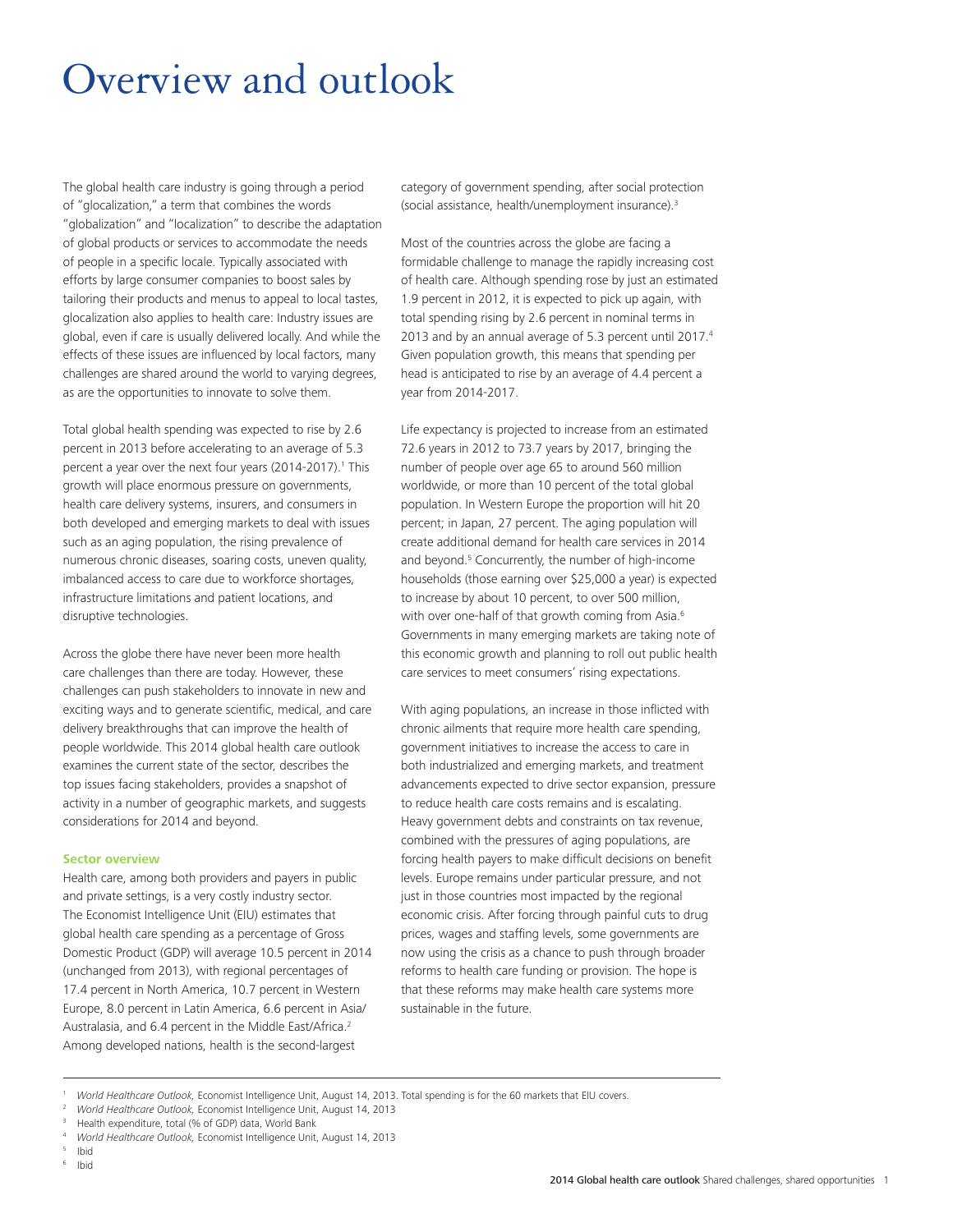# Overview and outlook

The global health care industry is going through a period of "glocalization," a term that combines the words "globalization" and "localization" to describe the adaptation of global products or services to accommodate the needs of people in a specific locale. Typically associated with efforts by large consumer companies to boost sales by tailoring their products and menus to appeal to local tastes, glocalization also applies to health care: Industry issues are global, even if care is usually delivered locally. And while the effects of these issues are influenced by local factors, many challenges are shared around the world to varying degrees, as are the opportunities to innovate to solve them.

Total global health spending was expected to rise by 2.6 percent in 2013 before accelerating to an average of 5.3 percent a year over the next four years (2014-2017).[1] This growth will place enormous pressure on governments, health care delivery systems, insurers, and consumers in both developed and emerging markets to deal with issues such as an aging population, the rising prevalence of numerous chronic diseases, soaring costs, uneven quality, imbalanced access to care due to workforce shortages, infrastructure limitations and patient locations, and disruptive technologies.

Across the globe there have never been more health care challenges than there are today. However, these challenges can push stakeholders to innovate in new and exciting ways and to generate scientific, medical, and care delivery breakthroughs that can improve the health of people worldwide. This 2014 global health care outlook examines the current state of the sector, describes the top issues facing stakeholders, provides a snapshot of activity in a number of geographic markets, and suggests considerations for 2014 and beyond.

**Sector overview**

Health care, among both providers and payers in public and private settings, is a very costly industry sector. The Economist Intelligence Unit (EIU) estimates that global health care spending as a percentage of Gross Domestic Product (GDP) will average 10.5 percent in 2014 (unchanged from 2013), with regional percentages of 17.4 percent in North America, 10.7 percent in Western Europe, 8.0 percent in Latin America, 6.6 percent in Asia/Australasia, and 6.4 percent in the Middle East/Africa.[2] Among developed nations, health is the second-largest category of government spending, after social protection (social assistance, health/unemployment insurance).[3]

Most of the countries across the globe are facing a formidable challenge to manage the rapidly increasing cost of health care. Although spending rose by just an estimated 1.9 percent in 2012, it is expected to pick up again, with total spending rising by 2.6 percent in nominal terms in 2013 and by an annual average of 5.3 percent until 2017.[4] Given population growth, this means that spending per head is anticipated to rise by an average of 4.4 percent a year from 2014-2017.

Life expectancy is projected to increase from an estimated 72.6 years in 2012 to 73.7 years by 2017, bringing the number of people over age 65 to around 560 million worldwide, or more than 10 percent of the total global population. In Western Europe the proportion will hit 20 percent; in Japan, 27 percent. The aging population will create additional demand for health care services in 2014 and beyond.[5] Concurrently, the number of high-income households (those earning over $25,000 a year) is expected to increase by about 10 percent, to over 500 million, with over one-half of that growth coming from Asia.[6] Governments in many emerging markets are taking note of this economic growth and planning to roll out public health care services to meet consumers' rising expectations.

With aging populations, an increase in those inflicted with chronic ailments that require more health care spending, government initiatives to increase the access to care in both industrialized and emerging markets, and treatment advancements expected to drive sector expansion, pressure to reduce health care costs remains and is escalating. Heavy government debts and constraints on tax revenue, combined with the pressures of aging populations, are forcing health payers to make difficult decisions on benefit levels. Europe remains under particular pressure, and not just in those countries most impacted by the regional economic crisis. After forcing through painful cuts to drug prices, wages and staffing levels, some governments are now using the crisis as a chance to push through broader reforms to health care funding or provision. The hope is that these reforms may make health care systems more sustainable in the future.

---

[1] *World Healthcare Outlook,* Economist Intelligence Unit, August 14, 2013. Total spending is for the 60 markets that EIU covers.

[2] *World Healthcare Outlook,* Economist Intelligence Unit, August 14, 2013

[3] Health expenditure, total (% of GDP) data, World Bank

[4] *World Healthcare Outlook,* Economist Intelligence Unit, August 14, 2013

[5] Ibid

[6] Ibid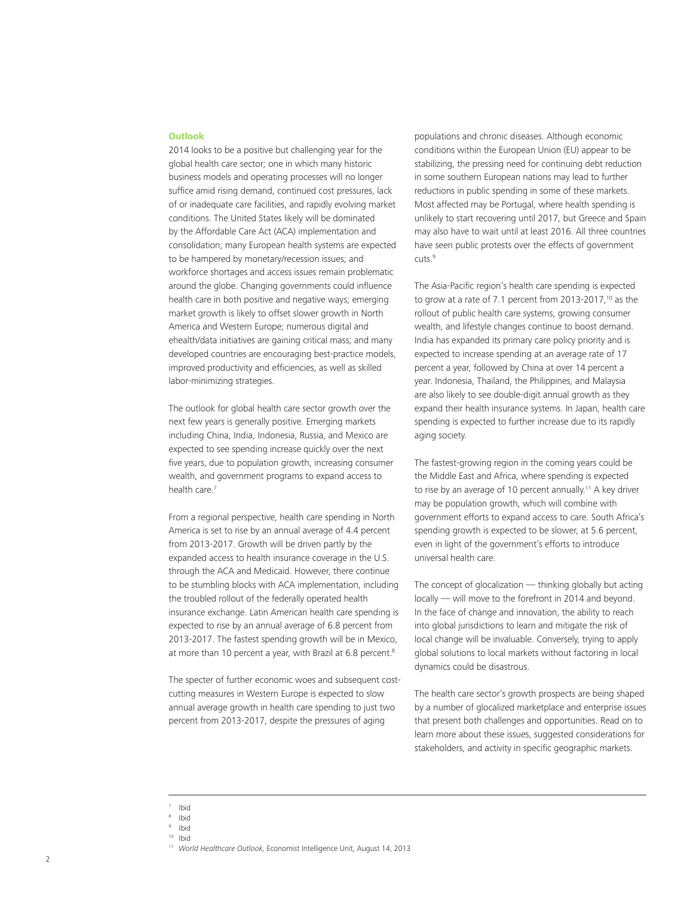## Outlook

2014 looks to be a positive but challenging year for the global health care sector; one in which many historic business models and operating processes will no longer suffice amid rising demand, continued cost pressures, lack of or inadequate care facilities, and rapidly evolving market conditions. The United States likely will be dominated by the Affordable Care Act (ACA) implementation and consolidation; many European health systems are expected to be hampered by monetary/recession issues; and workforce shortages and access issues remain problematic around the globe. Changing governments could influence health care in both positive and negative ways; emerging market growth is likely to offset slower growth in North America and Western Europe; numerous digital and ehealth/data initiatives are gaining critical mass; and many developed countries are encouraging best-practice models, improved productivity and efficiencies, as well as skilled labor-minimizing strategies.

The outlook for global health care sector growth over the next few years is generally positive. Emerging markets including China, India, Indonesia, Russia, and Mexico are expected to see spending increase quickly over the next five years, due to population growth, increasing consumer wealth, and government programs to expand access to health care.[7]

From a regional perspective, health care spending in North America is set to rise by an annual average of 4.4 percent from 2013-2017. Growth will be driven partly by the expanded access to health insurance coverage in the U.S. through the ACA and Medicaid. However, there continue to be stumbling blocks with ACA implementation, including the troubled rollout of the federally operated health insurance exchange. Latin American health care spending is expected to rise by an annual average of 6.8 percent from 2013-2017. The fastest spending growth will be in Mexico, at more than 10 percent a year, with Brazil at 6.8 percent.[8]

The specter of further economic woes and subsequent cost-cutting measures in Western Europe is expected to slow annual average growth in health care spending to just two percent from 2013-2017, despite the pressures of aging populations and chronic diseases. Although economic conditions within the European Union (EU) appear to be stabilizing, the pressing need for continuing debt reduction in some southern European nations may lead to further reductions in public spending in some of these markets. Most affected may be Portugal, where health spending is unlikely to start recovering until 2017, but Greece and Spain may also have to wait until at least 2016. All three countries have seen public protests over the effects of government cuts.[9]

The Asia-Pacific region's health care spending is expected to grow at a rate of 7.1 percent from 2013-2017,[10] as the rollout of public health care systems, growing consumer wealth, and lifestyle changes continue to boost demand. India has expanded its primary care policy priority and is expected to increase spending at an average rate of 17 percent a year, followed by China at over 14 percent a year. Indonesia, Thailand, the Philippines, and Malaysia are also likely to see double-digit annual growth as they expand their health insurance systems. In Japan, health care spending is expected to further increase due to its rapidly aging society.

The fastest-growing region in the coming years could be the Middle East and Africa, where spending is expected to rise by an average of 10 percent annually.[11] A key driver may be population growth, which will combine with government efforts to expand access to care. South Africa's spending growth is expected to be slower, at 5.6 percent, even in light of the government's efforts to introduce universal health care.

The concept of glocalization — thinking globally but acting locally — will move to the forefront in 2014 and beyond. In the face of change and innovation, the ability to reach into global jurisdictions to learn and mitigate the risk of local change will be invaluable. Conversely, trying to apply global solutions to local markets without factoring in local dynamics could be disastrous.

The health care sector's growth prospects are being shaped by a number of glocalized marketplace and enterprise issues that present both challenges and opportunities. Read on to learn more about these issues, suggested considerations for stakeholders, and activity in specific geographic markets.

---

[7] Ibid
[8] Ibid
[9] Ibid
[10] Ibid
[11] *World Healthcare Outlook,* Economist Intelligence Unit, August 14, 2013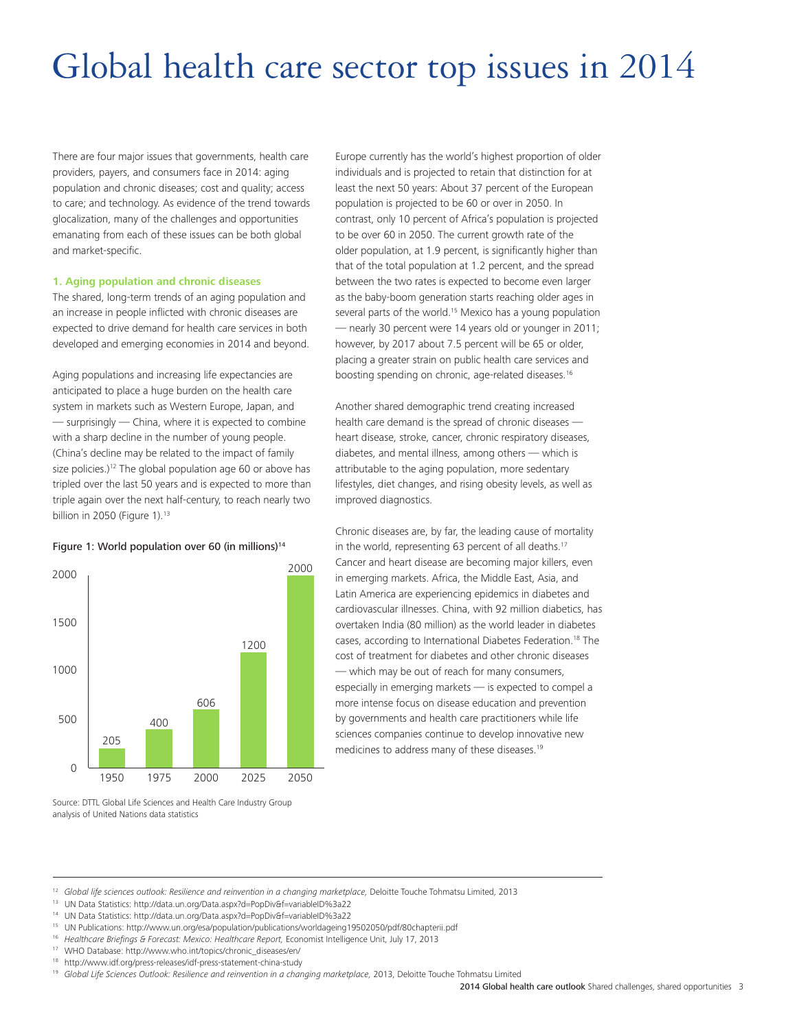# Global health care sector top issues in 2014

There are four major issues that governments, health care providers, payers, and consumers face in 2014: aging population and chronic diseases; cost and quality; access to care; and technology. As evidence of the trend towards glocalization, many of the challenges and opportunities emanating from each of these issues can be both global and market-specific.

### 1. Aging population and chronic diseases

The shared, long-term trends of an aging population and an increase in people inflicted with chronic diseases are expected to drive demand for health care services in both developed and emerging economies in 2014 and beyond.

Aging populations and increasing life expectancies are anticipated to place a huge burden on the health care system in markets such as Western Europe, Japan, and — surprisingly — China, where it is expected to combine with a sharp decline in the number of young people. (China's decline may be related to the impact of family size policies.)[12] The global population age 60 or above has tripled over the last 50 years and is expected to more than triple again over the next half-century, to reach nearly two billion in 2050 (Figure 1).[13]

**Figure 1: World population over 60 (in millions)[14]**

| Year | Population over 60 (millions) |
|---|---|
| 1950 | 205 |
| 1975 | 400 |
| 2000 | 606 |
| 2025 | 1200 |
| 2050 | 2000 |

Source: DTTL Global Life Sciences and Health Care Industry Group analysis of United Nations data statistics

Europe currently has the world's highest proportion of older individuals and is projected to retain that distinction for at least the next 50 years: About 37 percent of the European population is projected to be 60 or over in 2050. In contrast, only 10 percent of Africa's population is projected to be over 60 in 2050. The current growth rate of the older population, at 1.9 percent, is significantly higher than that of the total population at 1.2 percent, and the spread between the two rates is expected to become even larger as the baby-boom generation starts reaching older ages in several parts of the world.[15] Mexico has a young population — nearly 30 percent were 14 years old or younger in 2011; however, by 2017 about 7.5 percent will be 65 or older, placing a greater strain on public health care services and boosting spending on chronic, age-related diseases.[16]

Another shared demographic trend creating increased health care demand is the spread of chronic diseases — heart disease, stroke, cancer, chronic respiratory diseases, diabetes, and mental illness, among others — which is attributable to the aging population, more sedentary lifestyles, diet changes, and rising obesity levels, as well as improved diagnostics.

Chronic diseases are, by far, the leading cause of mortality in the world, representing 63 percent of all deaths.[17] Cancer and heart disease are becoming major killers, even in emerging markets. Africa, the Middle East, Asia, and Latin America are experiencing epidemics in diabetes and cardiovascular illnesses. China, with 92 million diabetics, has overtaken India (80 million) as the world leader in diabetes cases, according to International Diabetes Federation.[18] The cost of treatment for diabetes and other chronic diseases — which may be out of reach for many consumers, especially in emerging markets — is expected to compel a more intense focus on disease education and prevention by governments and health care practitioners while life sciences companies continue to develop innovative new medicines to address many of these diseases.[19]

---

[12] *Global life sciences outlook: Resilience and reinvention in a changing marketplace,* Deloitte Touche Tohmatsu Limited, 2013

[13] UN Data Statistics: http://data.un.org/Data.aspx?d=PopDiv&f=variableID%3a22

[14] UN Data Statistics: http://data.un.org/Data.aspx?d=PopDiv&f=variableID%3a22

[15] UN Publications: http://www.un.org/esa/population/publications/worldageing19502050/pdf/80chapterii.pdf

[16] *Healthcare Briefings & Forecast: Mexico: Healthcare Report,* Economist Intelligence Unit, July 17, 2013

[17] WHO Database: http://www.who.int/topics/chronic_diseases/en/

[18] http://www.idf.org/press-releases/idf-press-statement-china-study

[19] *Global Life Sciences Outlook: Resilience and reinvention in a changing marketplace,* 2013, Deloitte Touche Tohmatsu Limited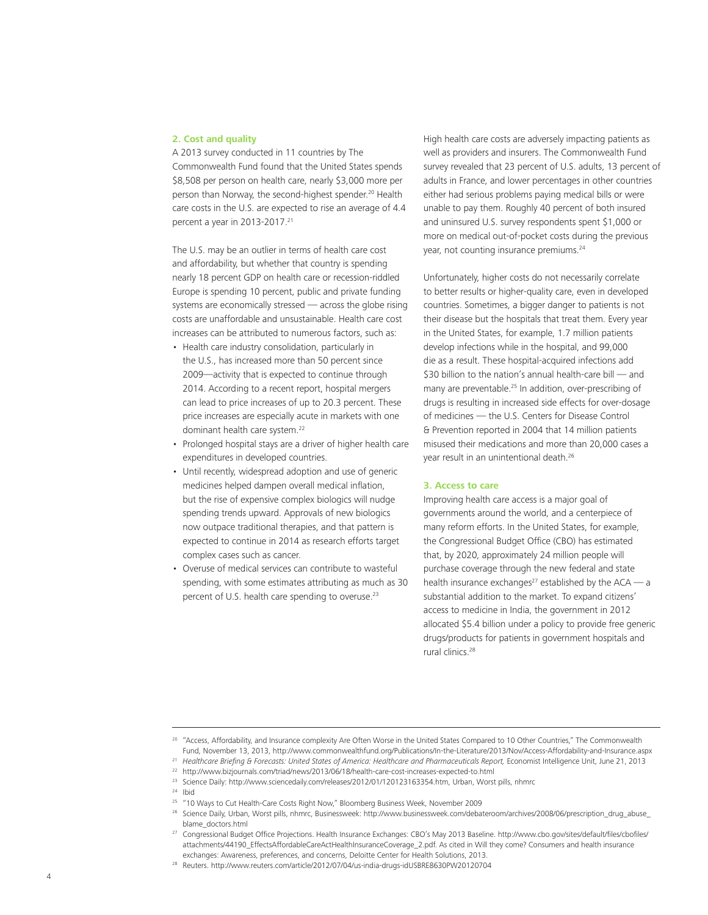### 2. Cost and quality

A 2013 survey conducted in 11 countries by The Commonwealth Fund found that the United States spends $8,508 per person on health care, nearly $3,000 more per person than Norway, the second-highest spender.[20] Health care costs in the U.S. are expected to rise an average of 4.4 percent a year in 2013-2017.[21]

The U.S. may be an outlier in terms of health care cost and affordability, but whether that country is spending nearly 18 percent GDP on health care or recession-riddled Europe is spending 10 percent, public and private funding systems are economically stressed — across the globe rising costs are unaffordable and unsustainable. Health care cost increases can be attributed to numerous factors, such as:

- Health care industry consolidation, particularly in the U.S., has increased more than 50 percent since 2009—activity that is expected to continue through 2014. According to a recent report, hospital mergers can lead to price increases of up to 20.3 percent. These price increases are especially acute in markets with one dominant health care system.[22]
- Prolonged hospital stays are a driver of higher health care expenditures in developed countries.
- Until recently, widespread adoption and use of generic medicines helped dampen overall medical inflation, but the rise of expensive complex biologics will nudge spending trends upward. Approvals of new biologics now outpace traditional therapies, and that pattern is expected to continue in 2014 as research efforts target complex cases such as cancer.
- Overuse of medical services can contribute to wasteful spending, with some estimates attributing as much as 30 percent of U.S. health care spending to overuse.[23]

High health care costs are adversely impacting patients as well as providers and insurers. The Commonwealth Fund survey revealed that 23 percent of U.S. adults, 13 percent of adults in France, and lower percentages in other countries either had serious problems paying medical bills or were unable to pay them. Roughly 40 percent of both insured and uninsured U.S. survey respondents spent $1,000 or more on medical out-of-pocket costs during the previous year, not counting insurance premiums.[24]

Unfortunately, higher costs do not necessarily correlate to better results or higher-quality care, even in developed countries. Sometimes, a bigger danger to patients is not their disease but the hospitals that treat them. Every year in the United States, for example, 1.7 million patients develop infections while in the hospital, and 99,000 die as a result. These hospital-acquired infections add $30 billion to the nation's annual health-care bill — and many are preventable.[25] In addition, over-prescribing of drugs is resulting in increased side effects for over-dosage of medicines — the U.S. Centers for Disease Control & Prevention reported in 2004 that 14 million patients misused their medications and more than 20,000 cases a year result in an unintentional death.[26]

### 3. Access to care

Improving health care access is a major goal of governments around the world, and a centerpiece of many reform efforts. In the United States, for example, the Congressional Budget Office (CBO) has estimated that, by 2020, approximately 24 million people will purchase coverage through the new federal and state health insurance exchanges[27] established by the ACA — a substantial addition to the market. To expand citizens' access to medicine in India, the government in 2012 allocated $5.4 billion under a policy to provide free generic drugs/products for patients in government hospitals and rural clinics.[28]

---

[20] "Access, Affordability, and Insurance complexity Are Often Worse in the United States Compared to 10 Other Countries," The Commonwealth Fund, November 13, 2013, http://www.commonwealthfund.org/Publications/In-the-Literature/2013/Nov/Access-Affordability-and-Insurance.aspx

[21] *Healthcare Briefing & Forecasts: United States of America: Healthcare and Pharmaceuticals Report,* Economist Intelligence Unit, June 21, 2013

[22] http://www.bizjournals.com/triad/news/2013/06/18/health-care-cost-increases-expected-to.html

[23] Science Daily: http://www.sciencedaily.com/releases/2012/01/120123163354.htm, Urban, Worst pills, nhmrc

[24] Ibid

[25] "10 Ways to Cut Health-Care Costs Right Now," Bloomberg Business Week, November 2009

[26] Science Daily, Urban, Worst pills, nhmrc, Businessweek: http://www.businessweek.com/debateroom/archives/2008/06/prescription_drug_abuse_blame_doctors.html

[27] Congressional Budget Office Projections. Health Insurance Exchanges: CBO's May 2013 Baseline. http://www.cbo.gov/sites/default/files/cbofiles/attachments/44190_EffectsAffordableCareActHealthInsuranceCoverage_2.pdf. As cited in Will they come? Consumers and health insurance exchanges: Awareness, preferences, and concerns, Deloitte Center for Health Solutions, 2013.

[28] Reuters. http://www.reuters.com/article/2012/07/04/us-india-drugs-idUSBRE8630PW20120704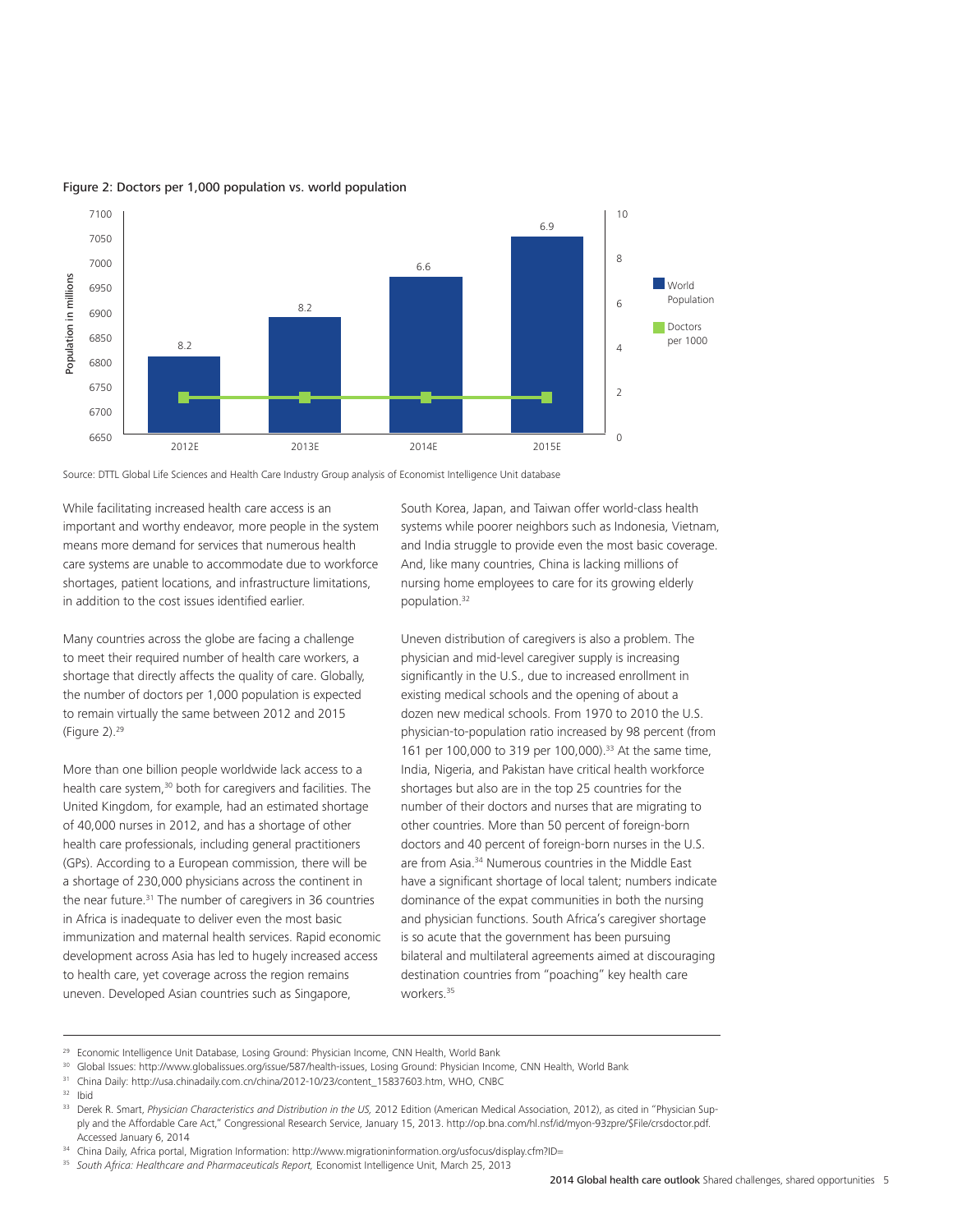Figure 2: Doctors per 1,000 population vs. world population

Source: DTTL Global Life Sciences and Health Care Industry Group analysis of Economist Intelligence Unit database

While facilitating increased health care access is an important and worthy endeavor, more people in the system means more demand for services that numerous health care systems are unable to accommodate due to workforce shortages, patient locations, and infrastructure limitations, in addition to the cost issues identified earlier.

Many countries across the globe are facing a challenge to meet their required number of health care workers, a shortage that directly affects the quality of care. Globally, the number of doctors per 1,000 population is expected to remain virtually the same between 2012 and 2015 (Figure 2).[29]

More than one billion people worldwide lack access to a health care system,[30] both for caregivers and facilities. The United Kingdom, for example, had an estimated shortage of 40,000 nurses in 2012, and has a shortage of other health care professionals, including general practitioners (GPs). According to a European commission, there will be a shortage of 230,000 physicians across the continent in the near future.[31] The number of caregivers in 36 countries in Africa is inadequate to deliver even the most basic immunization and maternal health services. Rapid economic development across Asia has led to hugely increased access to health care, yet coverage across the region remains uneven. Developed Asian countries such as Singapore, South Korea, Japan, and Taiwan offer world-class health systems while poorer neighbors such as Indonesia, Vietnam, and India struggle to provide even the most basic coverage. And, like many countries, China is lacking millions of nursing home employees to care for its growing elderly population.[32]

Uneven distribution of caregivers is also a problem. The physician and mid-level caregiver supply is increasing significantly in the U.S., due to increased enrollment in existing medical schools and the opening of about a dozen new medical schools. From 1970 to 2010 the U.S. physician-to-population ratio increased by 98 percent (from 161 per 100,000 to 319 per 100,000).[33] At the same time, India, Nigeria, and Pakistan have critical health workforce shortages but also are in the top 25 countries for the number of their doctors and nurses that are migrating to other countries. More than 50 percent of foreign-born doctors and 40 percent of foreign-born nurses in the U.S. are from Asia.[34] Numerous countries in the Middle East have a significant shortage of local talent; numbers indicate dominance of the expat communities in both the nursing and physician functions. South Africa's caregiver shortage is so acute that the government has been pursuing bilateral and multilateral agreements aimed at discouraging destination countries from "poaching" key health care workers.[35]

---

[29] Economic Intelligence Unit Database, Losing Ground: Physician Income, CNN Health, World Bank

[30] Global Issues: http://www.globalissues.org/issue/587/health-issues, Losing Ground: Physician Income, CNN Health, World Bank

[31] China Daily: http://usa.chinadaily.com.cn/china/2012-10/23/content_15837603.htm, WHO, CNBC

[32] Ibid

[33] Derek R. Smart, *Physician Characteristics and Distribution in the US,* 2012 Edition (American Medical Association, 2012), as cited in "Physician Supply and the Affordable Care Act," Congressional Research Service, January 15, 2013. http://op.bna.com/hl.nsf/id/myon-93zpre/$File/crsdoctor.pdf. Accessed January 6, 2014

[34] China Daily, Africa portal, Migration Information: http://www.migrationinformation.org/usfocus/display.cfm?ID=

[35] *South Africa: Healthcare and Pharmaceuticals Report,* Economist Intelligence Unit, March 25, 2013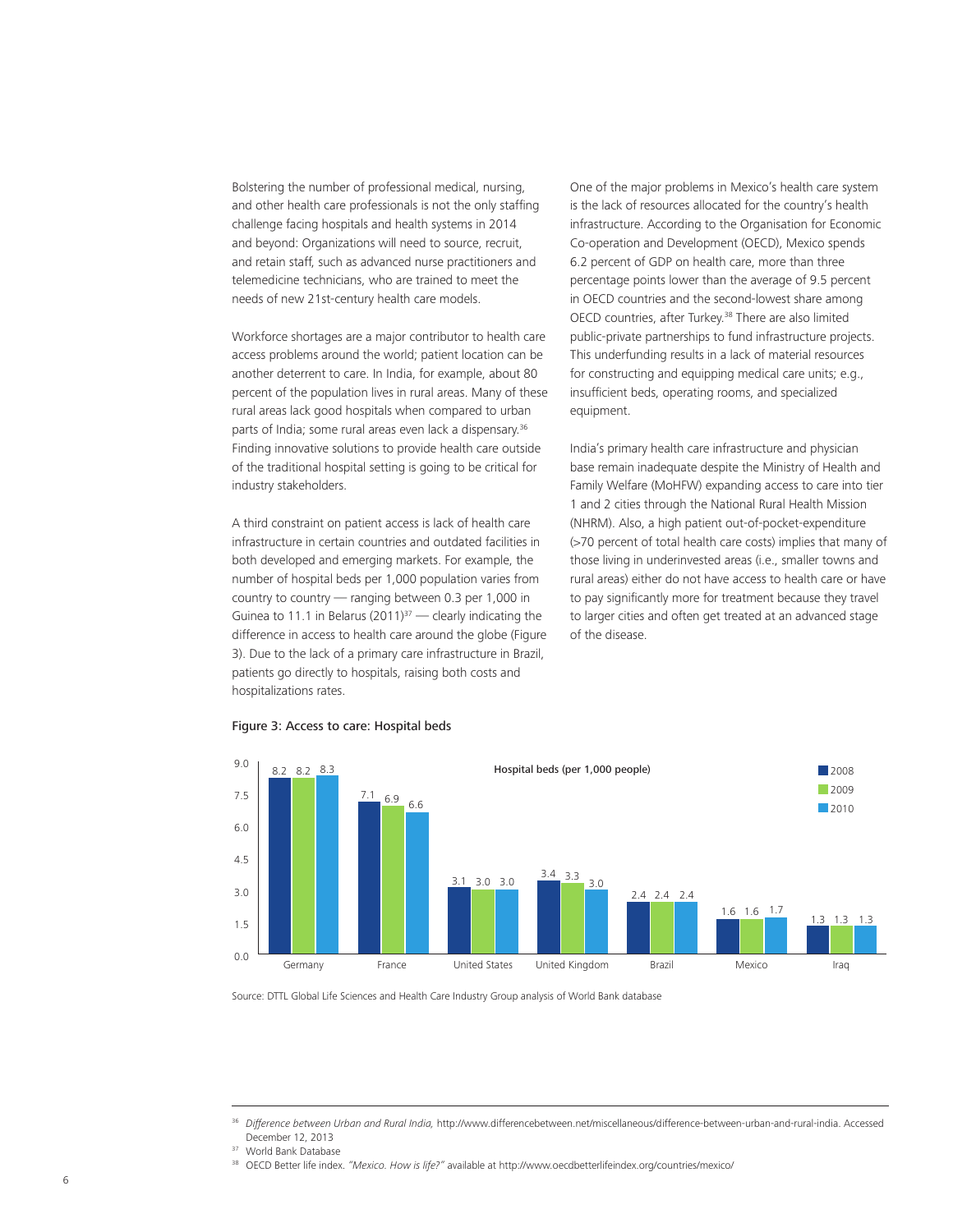Bolstering the number of professional medical, nursing, and other health care professionals is not the only staffing challenge facing hospitals and health systems in 2014 and beyond: Organizations will need to source, recruit, and retain staff, such as advanced nurse practitioners and telemedicine technicians, who are trained to meet the needs of new 21st-century health care models.

Workforce shortages are a major contributor to health care access problems around the world; patient location can be another deterrent to care. In India, for example, about 80 percent of the population lives in rural areas. Many of these rural areas lack good hospitals when compared to urban parts of India; some rural areas even lack a dispensary.[36] Finding innovative solutions to provide health care outside of the traditional hospital setting is going to be critical for industry stakeholders.

A third constraint on patient access is lack of health care infrastructure in certain countries and outdated facilities in both developed and emerging markets. For example, the number of hospital beds per 1,000 population varies from country to country — ranging between 0.3 per 1,000 in Guinea to 11.1 in Belarus (2011)[37] — clearly indicating the difference in access to health care around the globe (Figure 3). Due to the lack of a primary care infrastructure in Brazil, patients go directly to hospitals, raising both costs and hospitalizations rates.

One of the major problems in Mexico's health care system is the lack of resources allocated for the country's health infrastructure. According to the Organisation for Economic Co-operation and Development (OECD), Mexico spends 6.2 percent of GDP on health care, more than three percentage points lower than the average of 9.5 percent in OECD countries and the second-lowest share among OECD countries, after Turkey.[38] There are also limited public-private partnerships to fund infrastructure projects. This underfunding results in a lack of material resources for constructing and equipping medical care units; e.g., insufficient beds, operating rooms, and specialized equipment.

India's primary health care infrastructure and physician base remain inadequate despite the Ministry of Health and Family Welfare (MoHFW) expanding access to care into tier 1 and 2 cities through the National Rural Health Mission (NHRM). Also, a high patient out-of-pocket-expenditure (>70 percent of total health care costs) implies that many of those living in underinvested areas (i.e., smaller towns and rural areas) either do not have access to health care or have to pay significantly more for treatment because they travel to larger cities and often get treated at an advanced stage of the disease.

Figure 3: Access to care: Hospital beds

Hospital beds (per 1,000 people)

| Country | 2008 | 2009 | 2010 |
|---|---|---|---|
| Germany | 8.2 | 8.2 | 8.3 |
| France | 7.1 | 6.9 | 6.6 |
| United States | 3.1 | 3.0 | 3.0 |
| United Kingdom | 3.4 | 3.3 | 3.0 |
| Brazil | 2.4 | 2.4 | 2.4 |
| Mexico | 1.6 | 1.6 | 1.7 |
| Iraq | 1.3 | 1.3 | 1.3 |

Source: DTTL Global Life Sciences and Health Care Industry Group analysis of World Bank database

[36] *Difference between Urban and Rural India,* http://www.differencebetween.net/miscellaneous/difference-between-urban-and-rural-india. Accessed December 12, 2013

[37] World Bank Database

[38] OECD Better life index. *"Mexico. How is life?"* available at http://www.oecdbetterlifeindex.org/countries/mexico/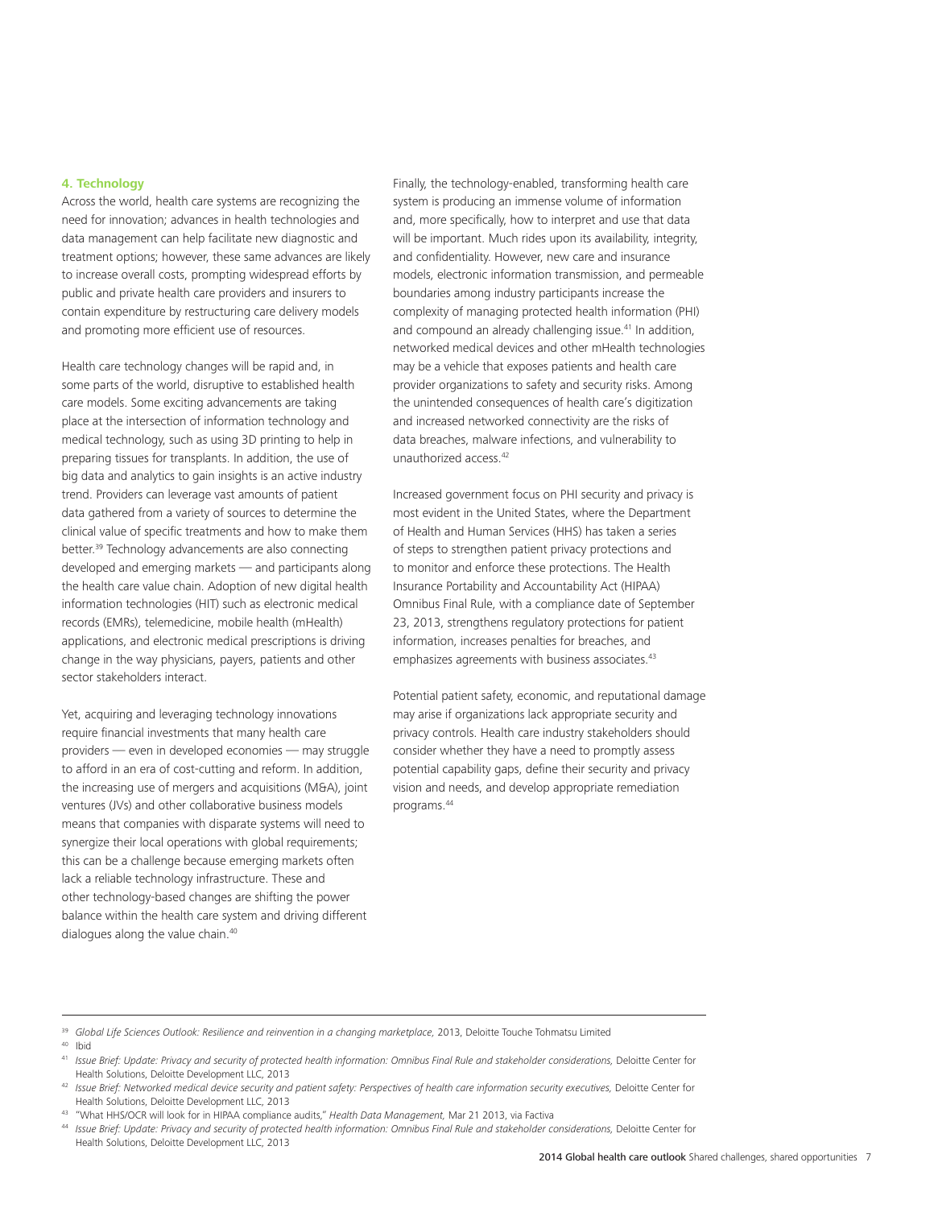### 4. Technology

Across the world, health care systems are recognizing the need for innovation; advances in health technologies and data management can help facilitate new diagnostic and treatment options; however, these same advances are likely to increase overall costs, prompting widespread efforts by public and private health care providers and insurers to contain expenditure by restructuring care delivery models and promoting more efficient use of resources.

Health care technology changes will be rapid and, in some parts of the world, disruptive to established health care models. Some exciting advancements are taking place at the intersection of information technology and medical technology, such as using 3D printing to help in preparing tissues for transplants. In addition, the use of big data and analytics to gain insights is an active industry trend. Providers can leverage vast amounts of patient data gathered from a variety of sources to determine the clinical value of specific treatments and how to make them better.[39] Technology advancements are also connecting developed and emerging markets — and participants along the health care value chain. Adoption of new digital health information technologies (HIT) such as electronic medical records (EMRs), telemedicine, mobile health (mHealth) applications, and electronic medical prescriptions is driving change in the way physicians, payers, patients and other sector stakeholders interact.

Yet, acquiring and leveraging technology innovations require financial investments that many health care providers — even in developed economies — may struggle to afford in an era of cost-cutting and reform. In addition, the increasing use of mergers and acquisitions (M&A), joint ventures (JVs) and other collaborative business models means that companies with disparate systems will need to synergize their local operations with global requirements; this can be a challenge because emerging markets often lack a reliable technology infrastructure. These and other technology-based changes are shifting the power balance within the health care system and driving different dialogues along the value chain.[40]

Finally, the technology-enabled, transforming health care system is producing an immense volume of information and, more specifically, how to interpret and use that data will be important. Much rides upon its availability, integrity, and confidentiality. However, new care and insurance models, electronic information transmission, and permeable boundaries among industry participants increase the complexity of managing protected health information (PHI) and compound an already challenging issue.[41] In addition, networked medical devices and other mHealth technologies may be a vehicle that exposes patients and health care provider organizations to safety and security risks. Among the unintended consequences of health care's digitization and increased networked connectivity are the risks of data breaches, malware infections, and vulnerability to unauthorized access.[42]

Increased government focus on PHI security and privacy is most evident in the United States, where the Department of Health and Human Services (HHS) has taken a series of steps to strengthen patient privacy protections and to monitor and enforce these protections. The Health Insurance Portability and Accountability Act (HIPAA) Omnibus Final Rule, with a compliance date of September 23, 2013, strengthens regulatory protections for patient information, increases penalties for breaches, and emphasizes agreements with business associates.[43]

Potential patient safety, economic, and reputational damage may arise if organizations lack appropriate security and privacy controls. Health care industry stakeholders should consider whether they have a need to promptly assess potential capability gaps, define their security and privacy vision and needs, and develop appropriate remediation programs.[44]

---

[39] *Global Life Sciences Outlook: Resilience and reinvention in a changing marketplace,* 2013, Deloitte Touche Tohmatsu Limited

[40] Ibid

[41] *Issue Brief: Update: Privacy and security of protected health information: Omnibus Final Rule and stakeholder considerations,* Deloitte Center for Health Solutions, Deloitte Development LLC, 2013

[42] *Issue Brief: Networked medical device security and patient safety: Perspectives of health care information security executives,* Deloitte Center for Health Solutions, Deloitte Development LLC, 2013

[43] "What HHS/OCR will look for in HIPAA compliance audits," *Health Data Management,* Mar 21 2013, via Factiva

[44] *Issue Brief: Update: Privacy and security of protected health information: Omnibus Final Rule and stakeholder considerations,* Deloitte Center for Health Solutions, Deloitte Development LLC, 2013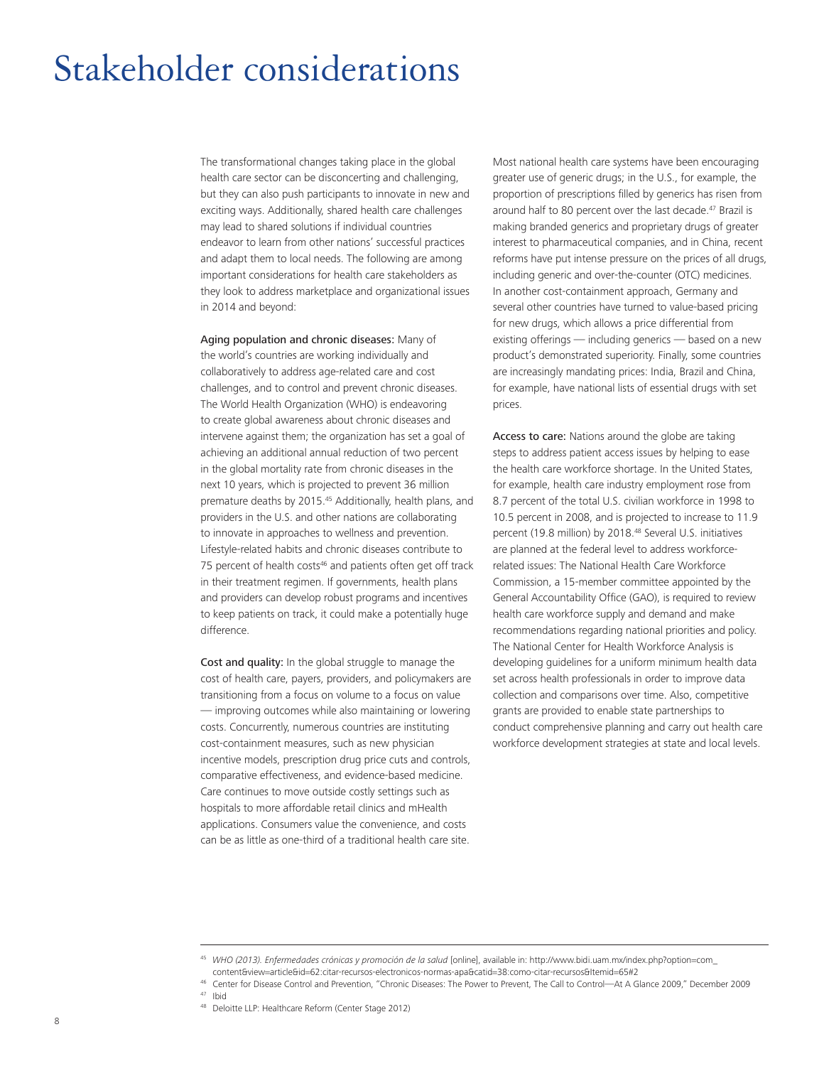# Stakeholder considerations

The transformational changes taking place in the global health care sector can be disconcerting and challenging, but they can also push participants to innovate in new and exciting ways. Additionally, shared health care challenges may lead to shared solutions if individual countries endeavor to learn from other nations' successful practices and adapt them to local needs. The following are among important considerations for health care stakeholders as they look to address marketplace and organizational issues in 2014 and beyond:

**Aging population and chronic diseases:** Many of the world's countries are working individually and collaboratively to address age-related care and cost challenges, and to control and prevent chronic diseases. The World Health Organization (WHO) is endeavoring to create global awareness about chronic diseases and intervene against them; the organization has set a goal of achieving an additional annual reduction of two percent in the global mortality rate from chronic diseases in the next 10 years, which is projected to prevent 36 million premature deaths by 2015.[45] Additionally, health plans, and providers in the U.S. and other nations are collaborating to innovate in approaches to wellness and prevention. Lifestyle-related habits and chronic diseases contribute to 75 percent of health costs[46] and patients often get off track in their treatment regimen. If governments, health plans and providers can develop robust programs and incentives to keep patients on track, it could make a potentially huge difference.

**Cost and quality:** In the global struggle to manage the cost of health care, payers, providers, and policymakers are transitioning from a focus on volume to a focus on value — improving outcomes while also maintaining or lowering costs. Concurrently, numerous countries are instituting cost-containment measures, such as new physician incentive models, prescription drug price cuts and controls, comparative effectiveness, and evidence-based medicine. Care continues to move outside costly settings such as hospitals to more affordable retail clinics and mHealth applications. Consumers value the convenience, and costs can be as little as one-third of a traditional health care site.

Most national health care systems have been encouraging greater use of generic drugs; in the U.S., for example, the proportion of prescriptions filled by generics has risen from around half to 80 percent over the last decade.[47] Brazil is making branded generics and proprietary drugs of greater interest to pharmaceutical companies, and in China, recent reforms have put intense pressure on the prices of all drugs, including generic and over-the-counter (OTC) medicines. In another cost-containment approach, Germany and several other countries have turned to value-based pricing for new drugs, which allows a price differential from existing offerings — including generics — based on a new product's demonstrated superiority. Finally, some countries are increasingly mandating prices: India, Brazil and China, for example, have national lists of essential drugs with set prices.

**Access to care:** Nations around the globe are taking steps to address patient access issues by helping to ease the health care workforce shortage. In the United States, for example, health care industry employment rose from 8.7 percent of the total U.S. civilian workforce in 1998 to 10.5 percent in 2008, and is projected to increase to 11.9 percent (19.8 million) by 2018.[48] Several U.S. initiatives are planned at the federal level to address workforce-related issues: The National Health Care Workforce Commission, a 15-member committee appointed by the General Accountability Office (GAO), is required to review health care workforce supply and demand and make recommendations regarding national priorities and policy. The National Center for Health Workforce Analysis is developing guidelines for a uniform minimum health data set across health professionals in order to improve data collection and comparisons over time. Also, competitive grants are provided to enable state partnerships to conduct comprehensive planning and carry out health care workforce development strategies at state and local levels.

---

[45] *WHO (2013). Enfermedades crónicas y promoción de la salud* [online], available in: http://www.bidi.uam.mx/index.php?option=com_content&view=article&id=62:citar-recursos-electronicos-normas-apa&catid=38:como-citar-recursos&Itemid=65#2

[46] Center for Disease Control and Prevention, "Chronic Diseases: The Power to Prevent, The Call to Control—At A Glance 2009," December 2009

[47] Ibid

[48] Deloitte LLP: Healthcare Reform (Center Stage 2012)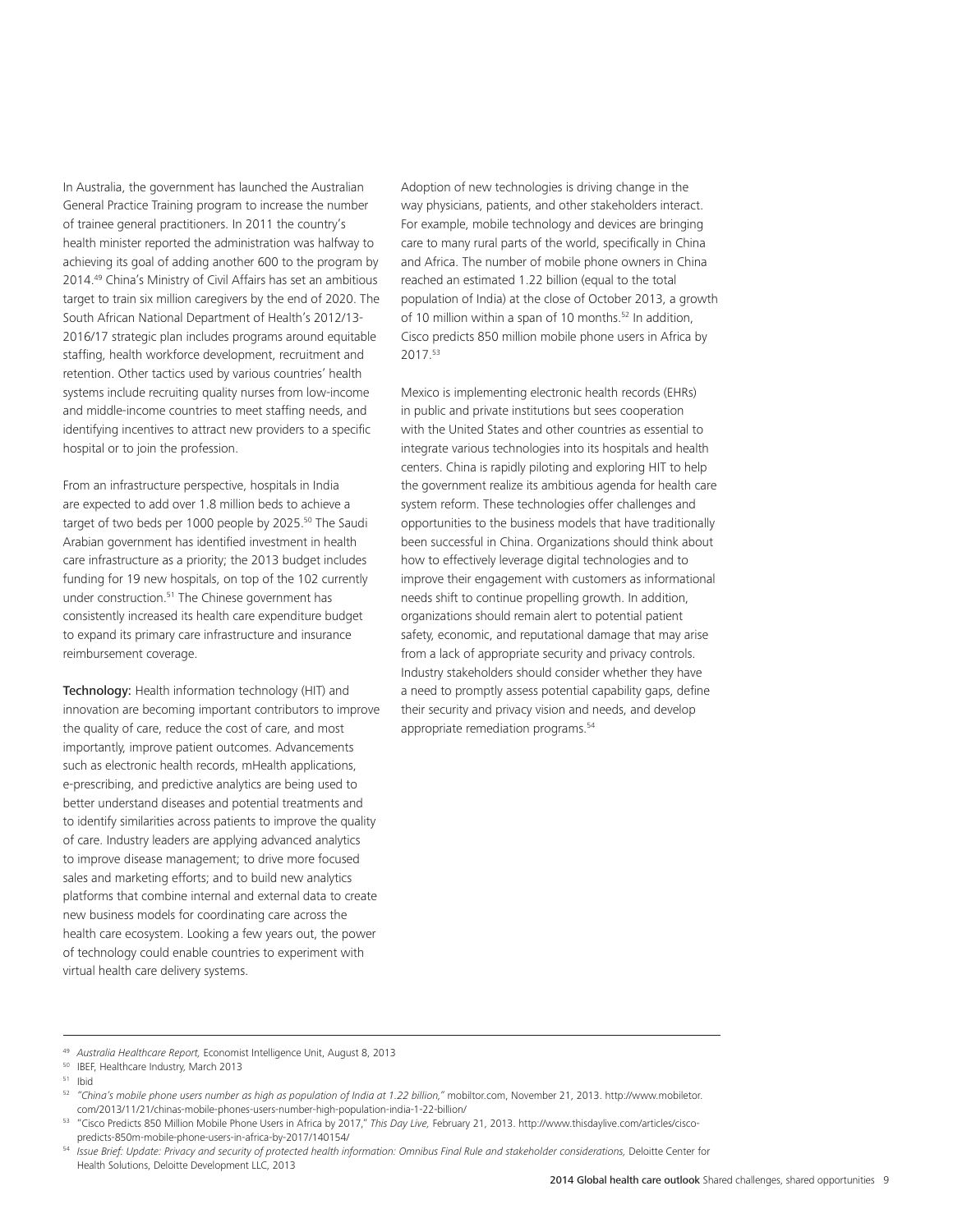In Australia, the government has launched the Australian General Practice Training program to increase the number of trainee general practitioners. In 2011 the country's health minister reported the administration was halfway to achieving its goal of adding another 600 to the program by 2014.[49] China's Ministry of Civil Affairs has set an ambitious target to train six million caregivers by the end of 2020. The South African National Department of Health's 2012/13-2016/17 strategic plan includes programs around equitable staffing, health workforce development, recruitment and retention. Other tactics used by various countries' health systems include recruiting quality nurses from low-income and middle-income countries to meet staffing needs, and identifying incentives to attract new providers to a specific hospital or to join the profession.

From an infrastructure perspective, hospitals in India are expected to add over 1.8 million beds to achieve a target of two beds per 1000 people by 2025.[50] The Saudi Arabian government has identified investment in health care infrastructure as a priority; the 2013 budget includes funding for 19 new hospitals, on top of the 102 currently under construction.[51] The Chinese government has consistently increased its health care expenditure budget to expand its primary care infrastructure and insurance reimbursement coverage.

**Technology:** Health information technology (HIT) and innovation are becoming important contributors to improve the quality of care, reduce the cost of care, and most importantly, improve patient outcomes. Advancements such as electronic health records, mHealth applications, e-prescribing, and predictive analytics are being used to better understand diseases and potential treatments and to identify similarities across patients to improve the quality of care. Industry leaders are applying advanced analytics to improve disease management; to drive more focused sales and marketing efforts; and to build new analytics platforms that combine internal and external data to create new business models for coordinating care across the health care ecosystem. Looking a few years out, the power of technology could enable countries to experiment with virtual health care delivery systems.

Adoption of new technologies is driving change in the way physicians, patients, and other stakeholders interact. For example, mobile technology and devices are bringing care to many rural parts of the world, specifically in China and Africa. The number of mobile phone owners in China reached an estimated 1.22 billion (equal to the total population of India) at the close of October 2013, a growth of 10 million within a span of 10 months.[52] In addition, Cisco predicts 850 million mobile phone users in Africa by 2017.[53]

Mexico is implementing electronic health records (EHRs) in public and private institutions but sees cooperation with the United States and other countries as essential to integrate various technologies into its hospitals and health centers. China is rapidly piloting and exploring HIT to help the government realize its ambitious agenda for health care system reform. These technologies offer challenges and opportunities to the business models that have traditionally been successful in China. Organizations should think about how to effectively leverage digital technologies and to improve their engagement with customers as informational needs shift to continue propelling growth. In addition, organizations should remain alert to potential patient safety, economic, and reputational damage that may arise from a lack of appropriate security and privacy controls. Industry stakeholders should consider whether they have a need to promptly assess potential capability gaps, define their security and privacy vision and needs, and develop appropriate remediation programs.[54]

---

[49] *Australia Healthcare Report,* Economist Intelligence Unit, August 8, 2013

[50] IBEF, Healthcare Industry, March 2013

[51] Ibid

[52] *"China's mobile phone users number as high as population of India at 1.22 billion,"* mobiltor.com, November 21, 2013. http://www.mobiletor.com/2013/11/21/chinas-mobile-phones-users-number-high-population-india-1-22-billion/

[53] "Cisco Predicts 850 Million Mobile Phone Users in Africa by 2017," *This Day Live,* February 21, 2013. http://www.thisdaylive.com/articles/cisco-predicts-850m-mobile-phone-users-in-africa-by-2017/140154/

[54] *Issue Brief: Update: Privacy and security of protected health information: Omnibus Final Rule and stakeholder considerations,* Deloitte Center for Health Solutions, Deloitte Development LLC, 2013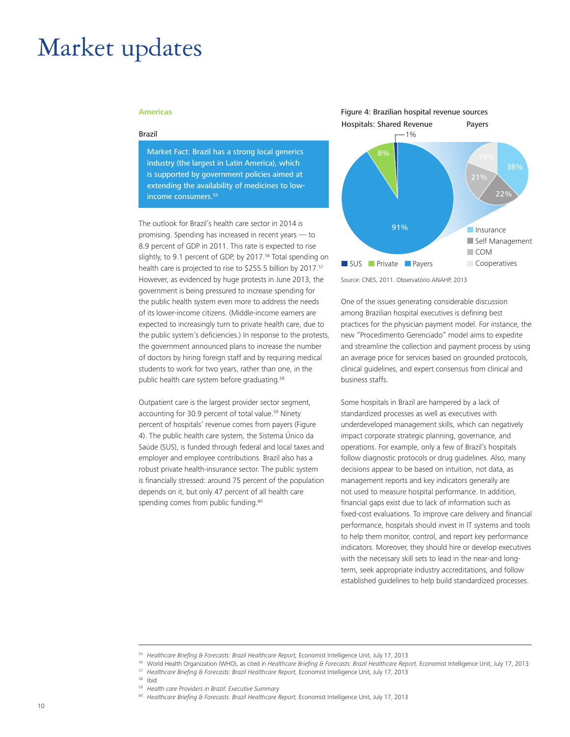# Market updates

**Americas**

Brazil

> Market Fact: Brazil has a strong local generics industry (the largest in Latin America), which is supported by government policies aimed at extending the availability of medicines to low-income consumers.[55]

The outlook for Brazil's health care sector in 2014 is promising. Spending has increased in recent years — to 8.9 percent of GDP in 2011. This rate is expected to rise slightly, to 9.1 percent of GDP, by 2017.[56] Total spending on health care is projected to rise to $255.5 billion by 2017.[57] However, as evidenced by huge protests in June 2013, the government is being pressured to increase spending for the public health system even more to address the needs of its lower-income citizens. (Middle-income earners are expected to increasingly turn to private health care, due to the public system's deficiencies.) In response to the protests, the government announced plans to increase the number of doctors by hiring foreign staff and by requiring medical students to work for two years, rather than one, in the public health care system before graduating.[58]

Outpatient care is the largest provider sector segment, accounting for 30.9 percent of total value.[59] Ninety percent of hospitals' revenue comes from payers (Figure 4). The public health care system, the Sistema Único da Saúde (SUS), is funded through federal and local taxes and employer and employee contributions. Brazil also has a robust private health-insurance sector. The public system is financially stressed: around 75 percent of the population depends on it, but only 47 percent of all health care spending comes from public funding.[60]

Figure 4: Brazilian hospital revenue sources

Hospitals: Shared Revenue — SUS: 1%; Private: 8%; Payers: 91%

Payers — Insurance: 38%; Self Management: 22%; COM: 21%; Cooperatives: 19%

Source: CNES, 2011. Observatório ANAHP, 2013

One of the issues generating considerable discussion among Brazilian hospital executives is defining best practices for the physician payment model. For instance, the new "Procedimento Gerenciado" model aims to expedite and streamline the collection and payment process by using an average price for services based on grounded protocols, clinical guidelines, and expert consensus from clinical and business staffs.

Some hospitals in Brazil are hampered by a lack of standardized processes as well as executives with underdeveloped management skills, which can negatively impact corporate strategic planning, governance, and operations. For example, only a few of Brazil's hospitals follow diagnostic protocols or drug guidelines. Also, many decisions appear to be based on intuition, not data, as management reports and key indicators generally are not used to measure hospital performance. In addition, financial gaps exist due to lack of information such as fixed-cost evaluations. To improve care delivery and financial performance, hospitals should invest in IT systems and tools to help them monitor, control, and report key performance indicators. Moreover, they should hire or develop executives with the necessary skill sets to lead in the near-and long-term, seek appropriate industry accreditations, and follow established guidelines to help build standardized processes.

---

[55] *Healthcare Briefing & Forecasts: Brazil Healthcare Report,* Economist Intelligence Unit, July 17, 2013

[56] World Health Organization (WHO), as cited in *Healthcare Briefing & Forecasts: Brazil Healthcare Report,* Economist Intelligence Unit, July 17, 2013

[57] *Healthcare Briefing & Forecasts: Brazil Healthcare Report,* Economist Intelligence Unit, July 17, 2013

[58] Ibid

[59] *Health care Providers in Brazil: Executive Summary*

[60] *Healthcare Briefing & Forecasts: Brazil Healthcare Report,* Economist Intelligence Unit, July 17, 2013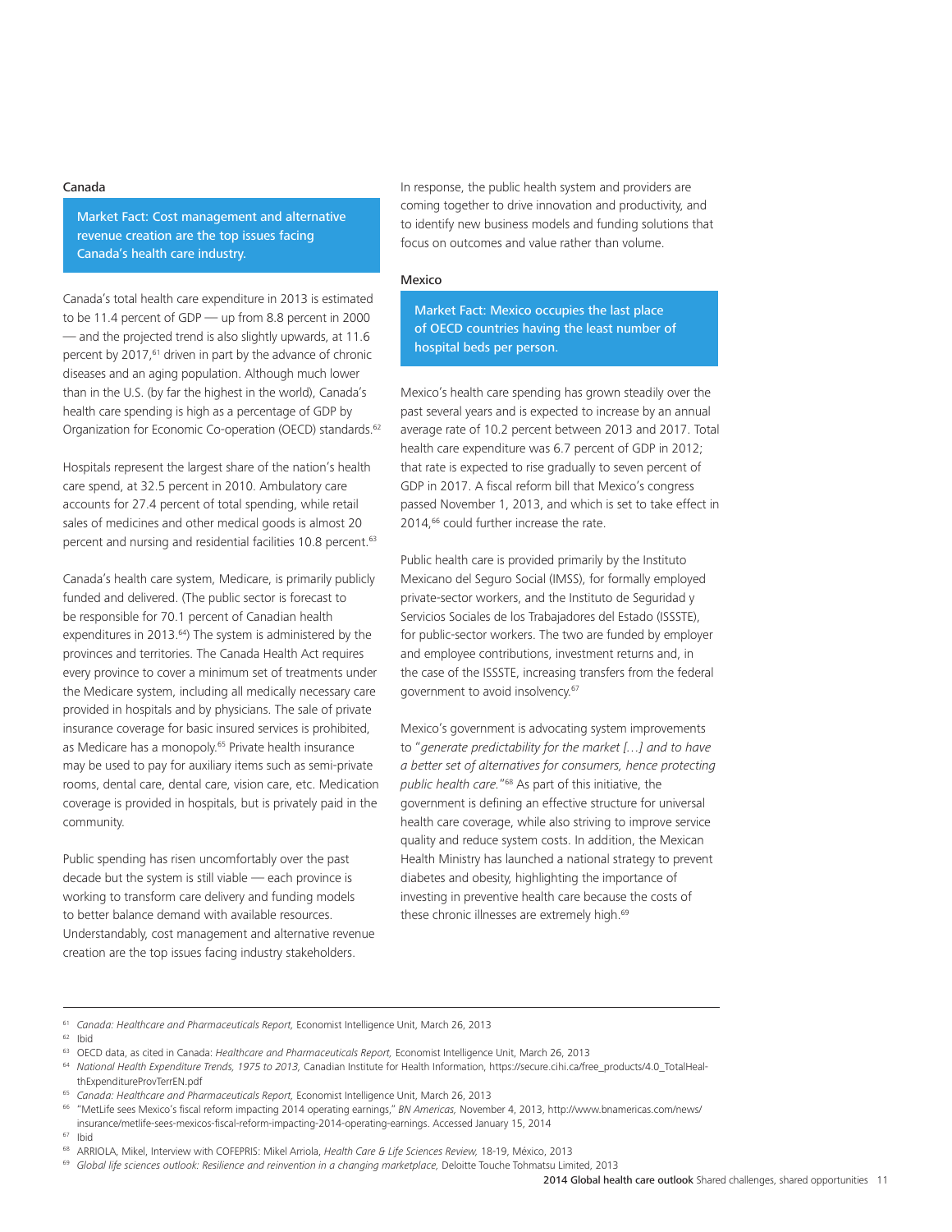### Canada

> Market Fact: Cost management and alternative revenue creation are the top issues facing Canada's health care industry.

Canada's total health care expenditure in 2013 is estimated to be 11.4 percent of GDP — up from 8.8 percent in 2000 — and the projected trend is also slightly upwards, at 11.6 percent by 2017,[61] driven in part by the advance of chronic diseases and an aging population. Although much lower than in the U.S. (by far the highest in the world), Canada's health care spending is high as a percentage of GDP by Organization for Economic Co-operation (OECD) standards.[62]

Hospitals represent the largest share of the nation's health care spend, at 32.5 percent in 2010. Ambulatory care accounts for 27.4 percent of total spending, while retail sales of medicines and other medical goods is almost 20 percent and nursing and residential facilities 10.8 percent.[63]

Canada's health care system, Medicare, is primarily publicly funded and delivered. (The public sector is forecast to be responsible for 70.1 percent of Canadian health expenditures in 2013.[64]) The system is administered by the provinces and territories. The Canada Health Act requires every province to cover a minimum set of treatments under the Medicare system, including all medically necessary care provided in hospitals and by physicians. The sale of private insurance coverage for basic insured services is prohibited, as Medicare has a monopoly.[65] Private health insurance may be used to pay for auxiliary items such as semi-private rooms, dental care, dental care, vision care, etc. Medication coverage is provided in hospitals, but is privately paid in the community.

Public spending has risen uncomfortably over the past decade but the system is still viable — each province is working to transform care delivery and funding models to better balance demand with available resources. Understandably, cost management and alternative revenue creation are the top issues facing industry stakeholders.

In response, the public health system and providers are coming together to drive innovation and productivity, and to identify new business models and funding solutions that focus on outcomes and value rather than volume.

### Mexico

> Market Fact: Mexico occupies the last place of OECD countries having the least number of hospital beds per person.

Mexico's health care spending has grown steadily over the past several years and is expected to increase by an annual average rate of 10.2 percent between 2013 and 2017. Total health care expenditure was 6.7 percent of GDP in 2012; that rate is expected to rise gradually to seven percent of GDP in 2017. A fiscal reform bill that Mexico's congress passed November 1, 2013, and which is set to take effect in 2014,[66] could further increase the rate.

Public health care is provided primarily by the Instituto Mexicano del Seguro Social (IMSS), for formally employed private-sector workers, and the Instituto de Seguridad y Servicios Sociales de los Trabajadores del Estado (ISSSTE), for public-sector workers. The two are funded by employer and employee contributions, investment returns and, in the case of the ISSSTE, increasing transfers from the federal government to avoid insolvency.[67]

Mexico's government is advocating system improvements to "*generate predictability for the market […] and to have a better set of alternatives for consumers, hence protecting public health care.*"[68] As part of this initiative, the government is defining an effective structure for universal health care coverage, while also striving to improve service quality and reduce system costs. In addition, the Mexican Health Ministry has launched a national strategy to prevent diabetes and obesity, highlighting the importance of investing in preventive health care because the costs of these chronic illnesses are extremely high.[69]

---

[61] *Canada: Healthcare and Pharmaceuticals Report,* Economist Intelligence Unit, March 26, 2013
[62] Ibid
[63] OECD data, as cited in Canada: *Healthcare and Pharmaceuticals Report,* Economist Intelligence Unit, March 26, 2013
[64] *National Health Expenditure Trends, 1975 to 2013,* Canadian Institute for Health Information, https://secure.cihi.ca/free_products/4.0_TotalHealthExpenditureProvTerrEN.pdf
[65] *Canada: Healthcare and Pharmaceuticals Report,* Economist Intelligence Unit, March 26, 2013
[66] "MetLife sees Mexico's fiscal reform impacting 2014 operating earnings," *BN Americas,* November 4, 2013, http://www.bnamericas.com/news/insurance/metlife-sees-mexicos-fiscal-reform-impacting-2014-operating-earnings. Accessed January 15, 2014
[67] Ibid
[68] ARRIOLA, Mikel, Interview with COFEPRIS: Mikel Arriola, *Health Care & Life Sciences Review,* 18-19, México, 2013
[69] *Global life sciences outlook: Resilience and reinvention in a changing marketplace,* Deloitte Touche Tohmatsu Limited, 2013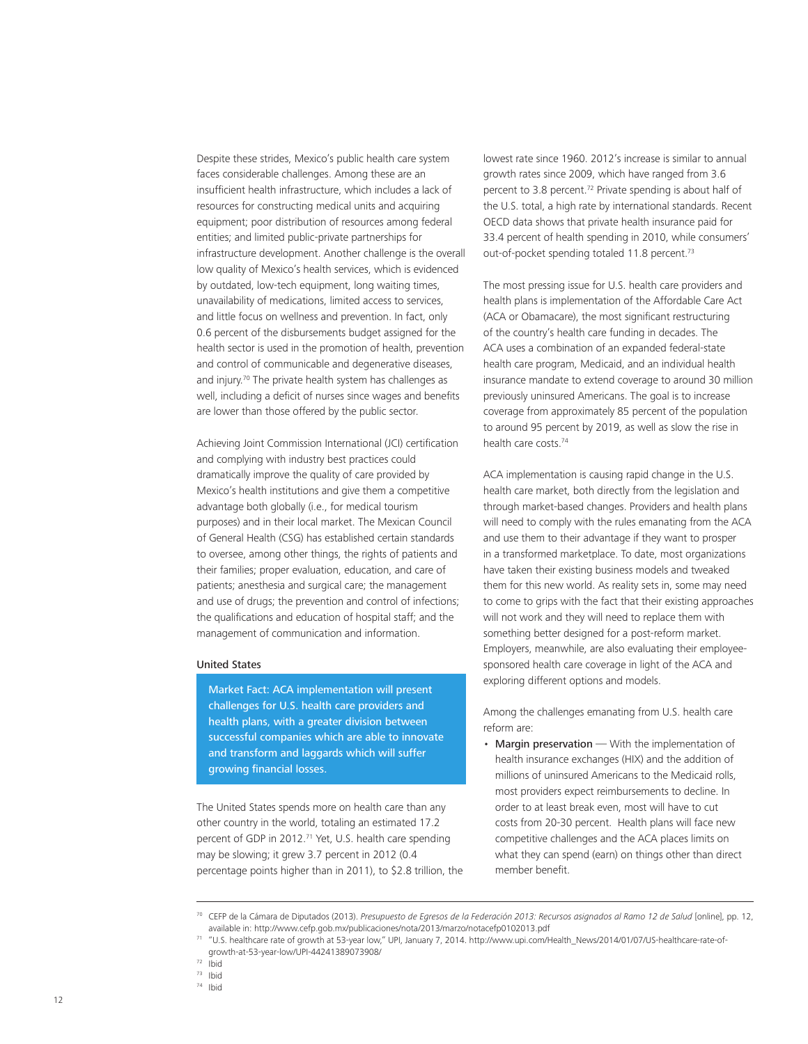Despite these strides, Mexico's public health care system faces considerable challenges. Among these are an insufficient health infrastructure, which includes a lack of resources for constructing medical units and acquiring equipment; poor distribution of resources among federal entities; and limited public-private partnerships for infrastructure development. Another challenge is the overall low quality of Mexico's health services, which is evidenced by outdated, low-tech equipment, long waiting times, unavailability of medications, limited access to services, and little focus on wellness and prevention. In fact, only 0.6 percent of the disbursements budget assigned for the health sector is used in the promotion of health, prevention and control of communicable and degenerative diseases, and injury.[70] The private health system has challenges as well, including a deficit of nurses since wages and benefits are lower than those offered by the public sector.

Achieving Joint Commission International (JCI) certification and complying with industry best practices could dramatically improve the quality of care provided by Mexico's health institutions and give them a competitive advantage both globally (i.e., for medical tourism purposes) and in their local market. The Mexican Council of General Health (CSG) has established certain standards to oversee, among other things, the rights of patients and their families; proper evaluation, education, and care of patients; anesthesia and surgical care; the management and use of drugs; the prevention and control of infections; the qualifications and education of hospital staff; and the management of communication and information.

### United States

**Market Fact: ACA implementation will present challenges for U.S. health care providers and health plans, with a greater division between successful companies which are able to innovate and transform and laggards which will suffer growing financial losses.**

The United States spends more on health care than any other country in the world, totaling an estimated 17.2 percent of GDP in 2012.[71] Yet, U.S. health care spending may be slowing; it grew 3.7 percent in 2012 (0.4 percentage points higher than in 2011), to $2.8 trillion, the lowest rate since 1960. 2012's increase is similar to annual growth rates since 2009, which have ranged from 3.6 percent to 3.8 percent.[72] Private spending is about half of the U.S. total, a high rate by international standards. Recent OECD data shows that private health insurance paid for 33.4 percent of health spending in 2010, while consumers' out-of-pocket spending totaled 11.8 percent.[73]

The most pressing issue for U.S. health care providers and health plans is implementation of the Affordable Care Act (ACA or Obamacare), the most significant restructuring of the country's health care funding in decades. The ACA uses a combination of an expanded federal-state health care program, Medicaid, and an individual health insurance mandate to extend coverage to around 30 million previously uninsured Americans. The goal is to increase coverage from approximately 85 percent of the population to around 95 percent by 2019, as well as slow the rise in health care costs.[74]

ACA implementation is causing rapid change in the U.S. health care market, both directly from the legislation and through market-based changes. Providers and health plans will need to comply with the rules emanating from the ACA and use them to their advantage if they want to prosper in a transformed marketplace. To date, most organizations have taken their existing business models and tweaked them for this new world. As reality sets in, some may need to come to grips with the fact that their existing approaches will not work and they will need to replace them with something better designed for a post-reform market. Employers, meanwhile, are also evaluating their employee-sponsored health care coverage in light of the ACA and exploring different options and models.

Among the challenges emanating from U.S. health care reform are:

- **Margin preservation** — With the implementation of health insurance exchanges (HIX) and the addition of millions of uninsured Americans to the Medicaid rolls, most providers expect reimbursements to decline. In order to at least break even, most will have to cut costs from 20-30 percent. Health plans will face new competitive challenges and the ACA places limits on what they can spend (earn) on things other than direct member benefit.

---

[70] CEFP de la Cámara de Diputados (2013). *Presupuesto de Egresos de la Federación 2013: Recursos asignados al Ramo 12 de Salud* [online], pp. 12, available in: http://www.cefp.gob.mx/publicaciones/nota/2013/marzo/notacefp0102013.pdf

[71] "U.S. healthcare rate of growth at 53-year low," UPI, January 7, 2014. http://www.upi.com/Health_News/2014/01/07/US-healthcare-rate-of-growth-at-53-year-low/UPI-44241389073908/

[72] Ibid

[73] Ibid

[74] Ibid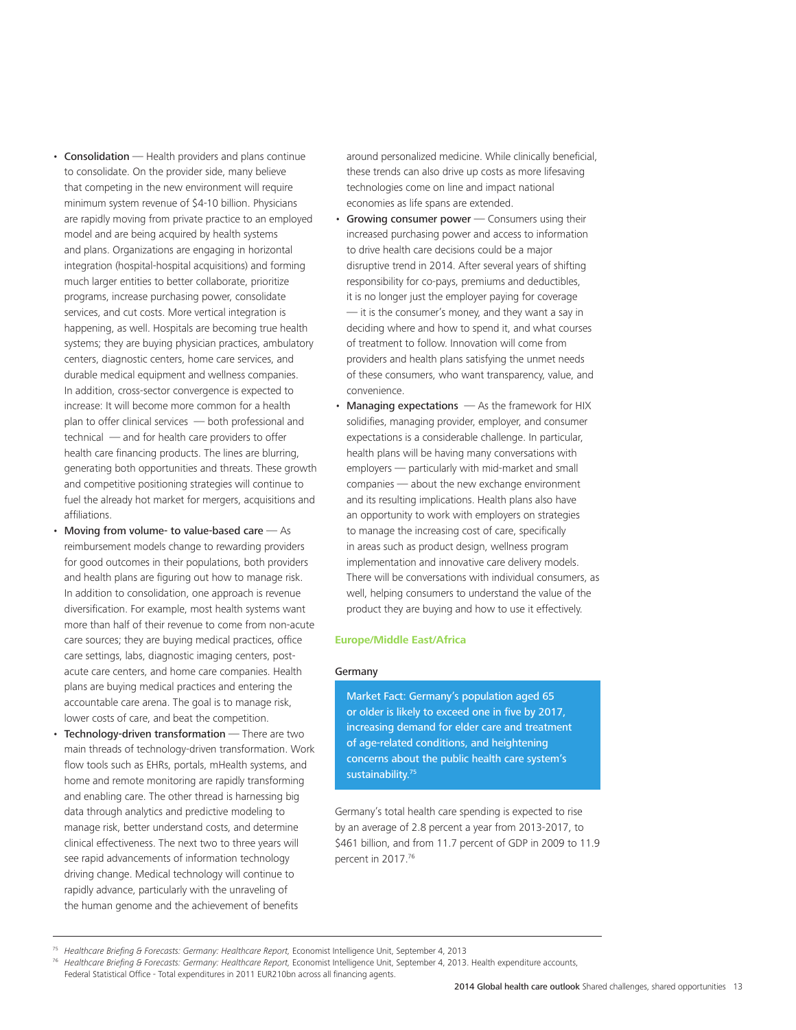- **Consolidation** — Health providers and plans continue to consolidate. On the provider side, many believe that competing in the new environment will require minimum system revenue of $4-10 billion. Physicians are rapidly moving from private practice to an employed model and are being acquired by health systems and plans. Organizations are engaging in horizontal integration (hospital-hospital acquisitions) and forming much larger entities to better collaborate, prioritize programs, increase purchasing power, consolidate services, and cut costs. More vertical integration is happening, as well. Hospitals are becoming true health systems; they are buying physician practices, ambulatory centers, diagnostic centers, home care services, and durable medical equipment and wellness companies. In addition, cross-sector convergence is expected to increase: It will become more common for a health plan to offer clinical services — both professional and technical — and for health care providers to offer health care financing products. The lines are blurring, generating both opportunities and threats. These growth and competitive positioning strategies will continue to fuel the already hot market for mergers, acquisitions and affiliations.
- **Moving from volume- to value-based care** — As reimbursement models change to rewarding providers for good outcomes in their populations, both providers and health plans are figuring out how to manage risk. In addition to consolidation, one approach is revenue diversification. For example, most health systems want more than half of their revenue to come from non-acute care sources; they are buying medical practices, office care settings, labs, diagnostic imaging centers, post-acute care centers, and home care companies. Health plans are buying medical practices and entering the accountable care arena. The goal is to manage risk, lower costs of care, and beat the competition.
- **Technology-driven transformation** — There are two main threads of technology-driven transformation. Work flow tools such as EHRs, portals, mHealth systems, and home and remote monitoring are rapidly transforming and enabling care. The other thread is harnessing big data through analytics and predictive modeling to manage risk, better understand costs, and determine clinical effectiveness. The next two to three years will see rapid advancements of information technology driving change. Medical technology will continue to rapidly advance, particularly with the unraveling of the human genome and the achievement of benefits around personalized medicine. While clinically beneficial, these trends can also drive up costs as more lifesaving technologies come on line and impact national economies as life spans are extended.
- **Growing consumer power** — Consumers using their increased purchasing power and access to information to drive health care decisions could be a major disruptive trend in 2014. After several years of shifting responsibility for co-pays, premiums and deductibles, it is no longer just the employer paying for coverage — it is the consumer's money, and they want a say in deciding where and how to spend it, and what courses of treatment to follow. Innovation will come from providers and health plans satisfying the unmet needs of these consumers, who want transparency, value, and convenience.
- **Managing expectations** — As the framework for HIX solidifies, managing provider, employer, and consumer expectations is a considerable challenge. In particular, health plans will be having many conversations with employers — particularly with mid-market and small companies — about the new exchange environment and its resulting implications. Health plans also have an opportunity to work with employers on strategies to manage the increasing cost of care, specifically in areas such as product design, wellness program implementation and innovative care delivery models. There will be conversations with individual consumers, as well, helping consumers to understand the value of the product they are buying and how to use it effectively.

## Europe/Middle East/Africa

### Germany

> Market Fact: Germany's population aged 65 or older is likely to exceed one in five by 2017, increasing demand for elder care and treatment of age-related conditions, and heightening concerns about the public health care system's sustainability.[75]

Germany's total health care spending is expected to rise by an average of 2.8 percent a year from 2013-2017, to $461 billion, and from 11.7 percent of GDP in 2009 to 11.9 percent in 2017.[76]

---

[75] *Healthcare Briefing & Forecasts: Germany: Healthcare Report,* Economist Intelligence Unit, September 4, 2013

[76] *Healthcare Briefing & Forecasts: Germany: Healthcare Report,* Economist Intelligence Unit, September 4, 2013. Health expenditure accounts, Federal Statistical Office - Total expenditures in 2011 EUR210bn across all financing agents.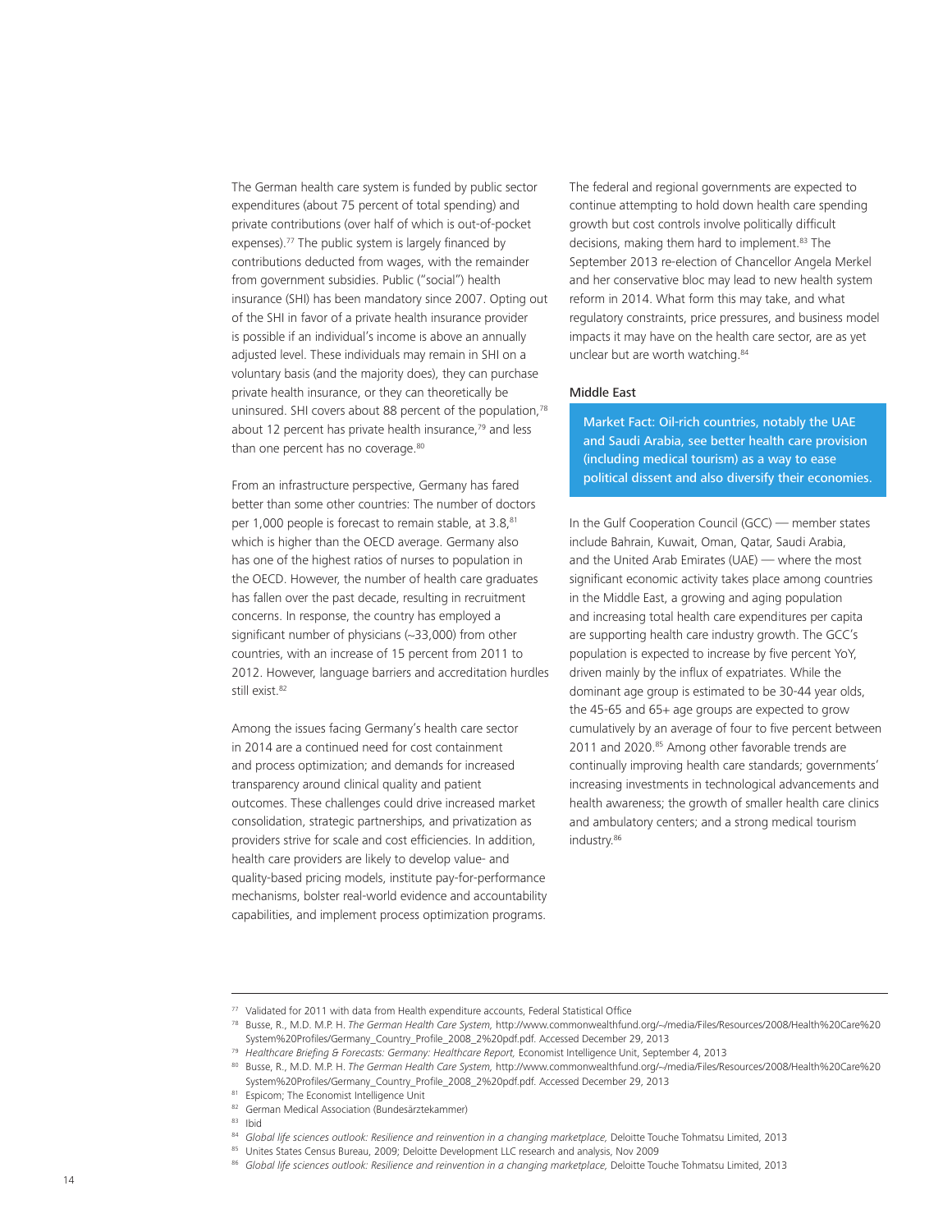The German health care system is funded by public sector expenditures (about 75 percent of total spending) and private contributions (over half of which is out-of-pocket expenses).[77] The public system is largely financed by contributions deducted from wages, with the remainder from government subsidies. Public ("social") health insurance (SHI) has been mandatory since 2007. Opting out of the SHI in favor of a private health insurance provider is possible if an individual's income is above an annually adjusted level. These individuals may remain in SHI on a voluntary basis (and the majority does), they can purchase private health insurance, or they can theoretically be uninsured. SHI covers about 88 percent of the population,[78] about 12 percent has private health insurance,[79] and less than one percent has no coverage.[80]

From an infrastructure perspective, Germany has fared better than some other countries: The number of doctors per 1,000 people is forecast to remain stable, at 3.8,[81] which is higher than the OECD average. Germany also has one of the highest ratios of nurses to population in the OECD. However, the number of health care graduates has fallen over the past decade, resulting in recruitment concerns. In response, the country has employed a significant number of physicians (~33,000) from other countries, with an increase of 15 percent from 2011 to 2012. However, language barriers and accreditation hurdles still exist.[82]

Among the issues facing Germany's health care sector in 2014 are a continued need for cost containment and process optimization; and demands for increased transparency around clinical quality and patient outcomes. These challenges could drive increased market consolidation, strategic partnerships, and privatization as providers strive for scale and cost efficiencies. In addition, health care providers are likely to develop value- and quality-based pricing models, institute pay-for-performance mechanisms, bolster real-world evidence and accountability capabilities, and implement process optimization programs.

The federal and regional governments are expected to continue attempting to hold down health care spending growth but cost controls involve politically difficult decisions, making them hard to implement.[83] The September 2013 re-election of Chancellor Angela Merkel and her conservative bloc may lead to new health system reform in 2014. What form this may take, and what regulatory constraints, price pressures, and business model impacts it may have on the health care sector, are as yet unclear but are worth watching.[84]

### Middle East

**Market Fact: Oil-rich countries, notably the UAE and Saudi Arabia, see better health care provision (including medical tourism) as a way to ease political dissent and also diversify their economies.**

In the Gulf Cooperation Council (GCC) — member states include Bahrain, Kuwait, Oman, Qatar, Saudi Arabia, and the United Arab Emirates (UAE) — where the most significant economic activity takes place among countries in the Middle East, a growing and aging population and increasing total health care expenditures per capita are supporting health care industry growth. The GCC's population is expected to increase by five percent YoY, driven mainly by the influx of expatriates. While the dominant age group is estimated to be 30-44 year olds, the 45-65 and 65+ age groups are expected to grow cumulatively by an average of four to five percent between 2011 and 2020.[85] Among other favorable trends are continually improving health care standards; governments' increasing investments in technological advancements and health awareness; the growth of smaller health care clinics and ambulatory centers; and a strong medical tourism industry.[86]

---

[77] Validated for 2011 with data from Health expenditure accounts, Federal Statistical Office

[78] Busse, R., M.D. M.P. H. *The German Health Care System,* http://www.commonwealthfund.org/~/media/Files/Resources/2008/Health%20Care%20System%20Profiles/Germany_Country_Profile_2008_2%20pdf.pdf. Accessed December 29, 2013

[79] *Healthcare Briefing & Forecasts: Germany: Healthcare Report,* Economist Intelligence Unit, September 4, 2013

[80] Busse, R., M.D. M.P. H. *The German Health Care System,* http://www.commonwealthfund.org/~/media/Files/Resources/2008/Health%20Care%20System%20Profiles/Germany_Country_Profile_2008_2%20pdf.pdf. Accessed December 29, 2013

[81] Espicom; The Economist Intelligence Unit

[82] German Medical Association (Bundesärztekammer)

[83] Ibid

[84] *Global life sciences outlook: Resilience and reinvention in a changing marketplace,* Deloitte Touche Tohmatsu Limited, 2013

[85] Unites States Census Bureau, 2009; Deloitte Development LLC research and analysis, Nov 2009

[86] *Global life sciences outlook: Resilience and reinvention in a changing marketplace,* Deloitte Touche Tohmatsu Limited, 2013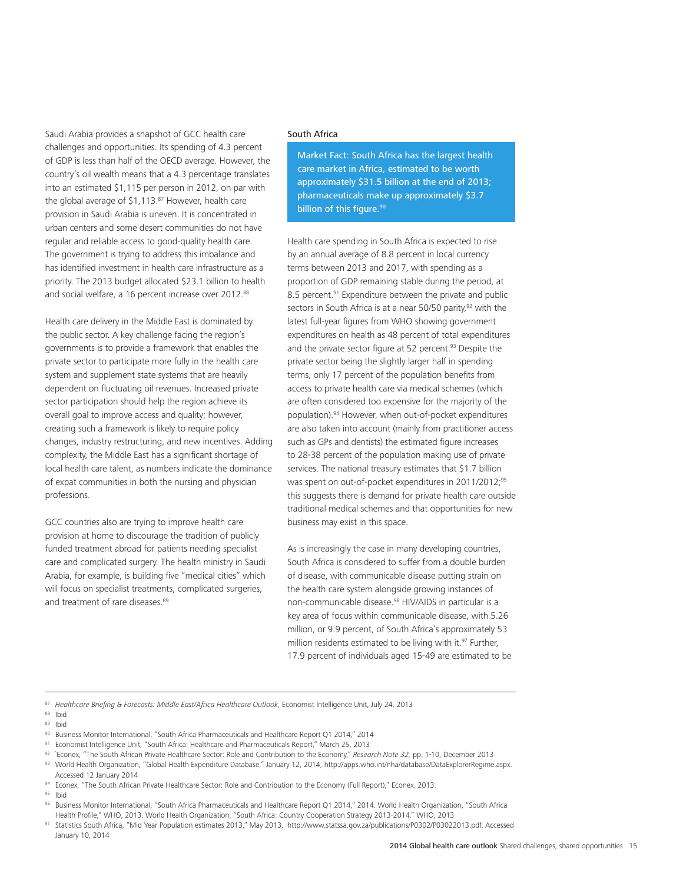Saudi Arabia provides a snapshot of GCC health care challenges and opportunities. Its spending of 4.3 percent of GDP is less than half of the OECD average. However, the country's oil wealth means that a 4.3 percentage translates into an estimated $1,115 per person in 2012, on par with the global average of $1,113.[87] However, health care provision in Saudi Arabia is uneven. It is concentrated in urban centers and some desert communities do not have regular and reliable access to good-quality health care. The government is trying to address this imbalance and has identified investment in health care infrastructure as a priority. The 2013 budget allocated $23.1 billion to health and social welfare, a 16 percent increase over 2012.[88]

Health care delivery in the Middle East is dominated by the public sector. A key challenge facing the region's governments is to provide a framework that enables the private sector to participate more fully in the health care system and supplement state systems that are heavily dependent on fluctuating oil revenues. Increased private sector participation should help the region achieve its overall goal to improve access and quality; however, creating such a framework is likely to require policy changes, industry restructuring, and new incentives. Adding complexity, the Middle East has a significant shortage of local health care talent, as numbers indicate the dominance of expat communities in both the nursing and physician professions.

GCC countries also are trying to improve health care provision at home to discourage the tradition of publicly funded treatment abroad for patients needing specialist care and complicated surgery. The health ministry in Saudi Arabia, for example, is building five "medical cities" which will focus on specialist treatments, complicated surgeries, and treatment of rare diseases.[89]

### South Africa

**Market Fact: South Africa has the largest health care market in Africa, estimated to be worth approximately $31.5 billion at the end of 2013; pharmaceuticals make up approximately $3.7 billion of this figure.[90]**

Health care spending in South Africa is expected to rise by an annual average of 8.8 percent in local currency terms between 2013 and 2017, with spending as a proportion of GDP remaining stable during the period, at 8.5 percent.[91] Expenditure between the private and public sectors in South Africa is at a near 50/50 parity,[92] with the latest full-year figures from WHO showing government expenditures on health as 48 percent of total expenditures and the private sector figure at 52 percent.[93] Despite the private sector being the slightly larger half in spending terms, only 17 percent of the population benefits from access to private health care via medical schemes (which are often considered too expensive for the majority of the population).[94] However, when out-of-pocket expenditures are also taken into account (mainly from practitioner access such as GPs and dentists) the estimated figure increases to 28-38 percent of the population making use of private services. The national treasury estimates that $1.7 billion was spent on out-of-pocket expenditures in 2011/2012;[95] this suggests there is demand for private health care outside traditional medical schemes and that opportunities for new business may exist in this space.

As is increasingly the case in many developing countries, South Africa is considered to suffer from a double burden of disease, with communicable disease putting strain on the health care system alongside growing instances of non-communicable disease.[96] HIV/AIDS in particular is a key area of focus within communicable disease, with 5.26 million, or 9.9 percent, of South Africa's approximately 53 million residents estimated to be living with it.[97] Further, 17.9 percent of individuals aged 15-49 are estimated to be

---

[87] *Healthcare Briefing & Forecasts: Middle East/Africa Healthcare Outlook,* Economist Intelligence Unit, July 24, 2013

[88] Ibid

[89] Ibid

[90] Business Monitor International, "South Africa Pharmaceuticals and Healthcare Report Q1 2014," 2014

[91] Economist Intelligence Unit, "South Africa: Healthcare and Pharmaceuticals Report," March 25, 2013

[92] `Econex, "The South African Private Healthcare Sector: Role and Contribution to the Economy," *Research Note 32,* pp. 1-10, December 2013

[93] World Health Organization, "Global Health Expenditure Database," January 12, 2014, http://apps.who.int/nha/database/DataExplorerRegime.aspx. Accessed 12 January 2014

[94] Econex, "The South African Private Healthcare Sector: Role and Contribution to the Economy (Full Report)," Econex, 2013.

[95] Ibid

[96] Business Monitor International, "South Africa Pharmaceuticals and Healthcare Report Q1 2014," 2014. World Health Organization, "South Africa Health Profile," WHO, 2013. World Health Organization, "South Africa: Country Cooperation Strategy 2013-2014," WHO, 2013

[97] Statistics South Africa, "Mid Year Population estimates 2013," May 2013, http://www.statssa.gov.za/publications/P0302/P03022013.pdf. Accessed January 10, 2014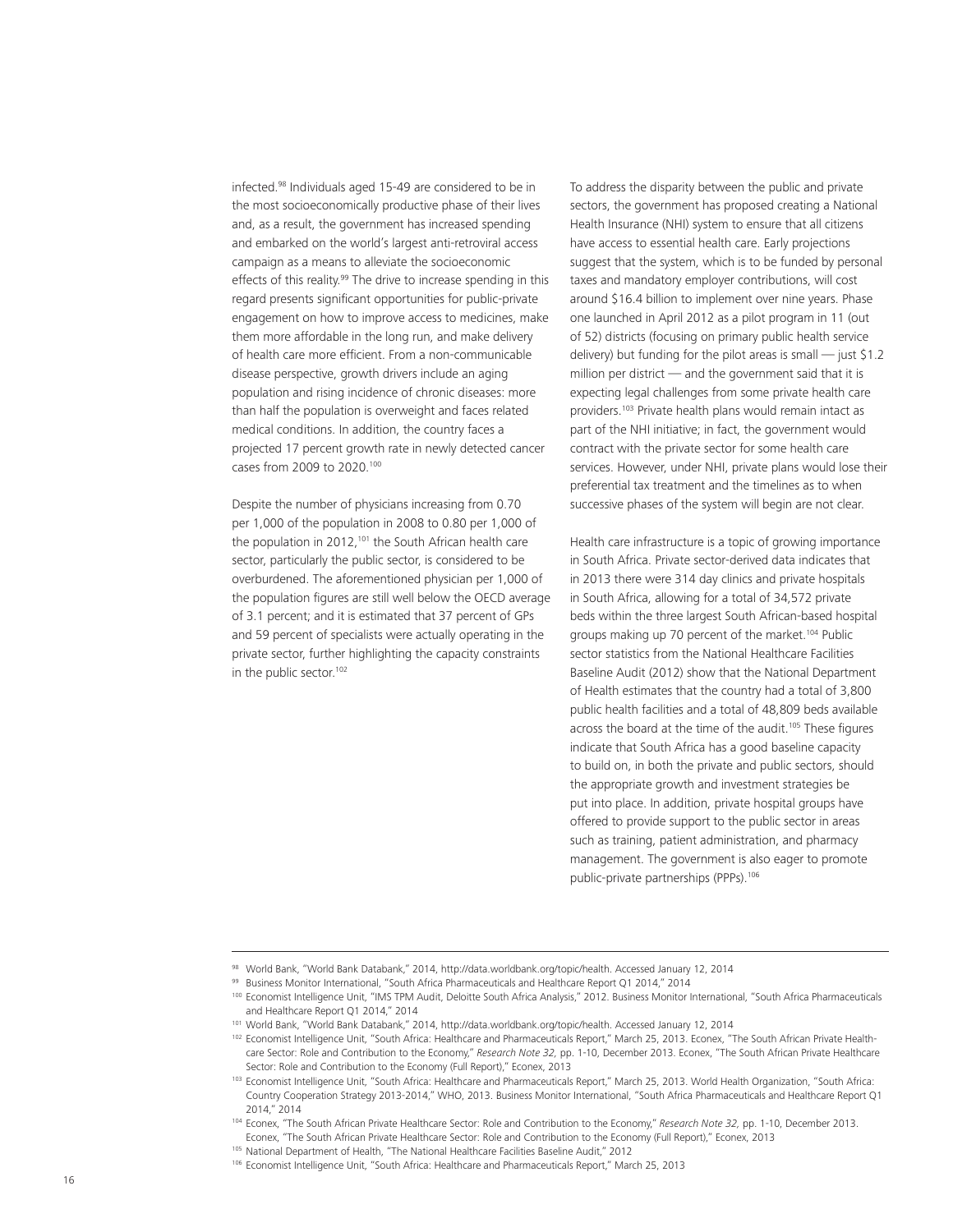infected.[98] Individuals aged 15-49 are considered to be in the most socioeconomically productive phase of their lives and, as a result, the government has increased spending and embarked on the world's largest anti-retroviral access campaign as a means to alleviate the socioeconomic effects of this reality.[99] The drive to increase spending in this regard presents significant opportunities for public-private engagement on how to improve access to medicines, make them more affordable in the long run, and make delivery of health care more efficient. From a non-communicable disease perspective, growth drivers include an aging population and rising incidence of chronic diseases: more than half the population is overweight and faces related medical conditions. In addition, the country faces a projected 17 percent growth rate in newly detected cancer cases from 2009 to 2020.[100]

Despite the number of physicians increasing from 0.70 per 1,000 of the population in 2008 to 0.80 per 1,000 of the population in 2012,[101] the South African health care sector, particularly the public sector, is considered to be overburdened. The aforementioned physician per 1,000 of the population figures are still well below the OECD average of 3.1 percent; and it is estimated that 37 percent of GPs and 59 percent of specialists were actually operating in the private sector, further highlighting the capacity constraints in the public sector.[102]

To address the disparity between the public and private sectors, the government has proposed creating a National Health Insurance (NHI) system to ensure that all citizens have access to essential health care. Early projections suggest that the system, which is to be funded by personal taxes and mandatory employer contributions, will cost around $16.4 billion to implement over nine years. Phase one launched in April 2012 as a pilot program in 11 (out of 52) districts (focusing on primary public health service delivery) but funding for the pilot areas is small — just $1.2 million per district — and the government said that it is expecting legal challenges from some private health care providers.[103] Private health plans would remain intact as part of the NHI initiative; in fact, the government would contract with the private sector for some health care services. However, under NHI, private plans would lose their preferential tax treatment and the timelines as to when successive phases of the system will begin are not clear.

Health care infrastructure is a topic of growing importance in South Africa. Private sector-derived data indicates that in 2013 there were 314 day clinics and private hospitals in South Africa, allowing for a total of 34,572 private beds within the three largest South African-based hospital groups making up 70 percent of the market.[104] Public sector statistics from the National Healthcare Facilities Baseline Audit (2012) show that the National Department of Health estimates that the country had a total of 3,800 public health facilities and a total of 48,809 beds available across the board at the time of the audit.[105] These figures indicate that South Africa has a good baseline capacity to build on, in both the private and public sectors, should the appropriate growth and investment strategies be put into place. In addition, private hospital groups have offered to provide support to the public sector in areas such as training, patient administration, and pharmacy management. The government is also eager to promote public-private partnerships (PPPs).[106]

---

[98] World Bank, "World Bank Databank," 2014, http://data.worldbank.org/topic/health. Accessed January 12, 2014

[99] Business Monitor International, "South Africa Pharmaceuticals and Healthcare Report Q1 2014," 2014

[100] Economist Intelligence Unit, "IMS TPM Audit, Deloitte South Africa Analysis," 2012. Business Monitor International, "South Africa Pharmaceuticals and Healthcare Report Q1 2014," 2014

[101] World Bank, "World Bank Databank," 2014, http://data.worldbank.org/topic/health. Accessed January 12, 2014

[102] Economist Intelligence Unit, "South Africa: Healthcare and Pharmaceuticals Report," March 25, 2013. Econex, "The South African Private Healthcare Sector: Role and Contribution to the Economy," *Research Note 32,* pp. 1-10, December 2013. Econex, "The South African Private Healthcare Sector: Role and Contribution to the Economy (Full Report)," Econex, 2013

[103] Economist Intelligence Unit, "South Africa: Healthcare and Pharmaceuticals Report," March 25, 2013. World Health Organization, "South Africa: Country Cooperation Strategy 2013-2014," WHO, 2013. Business Monitor International, "South Africa Pharmaceuticals and Healthcare Report Q1 2014," 2014

[104] Econex, "The South African Private Healthcare Sector: Role and Contribution to the Economy," *Research Note 32,* pp. 1-10, December 2013. Econex, "The South African Private Healthcare Sector: Role and Contribution to the Economy (Full Report)," Econex, 2013

[105] National Department of Health, "The National Healthcare Facilities Baseline Audit," 2012

[106] Economist Intelligence Unit, "South Africa: Healthcare and Pharmaceuticals Report," March 25, 2013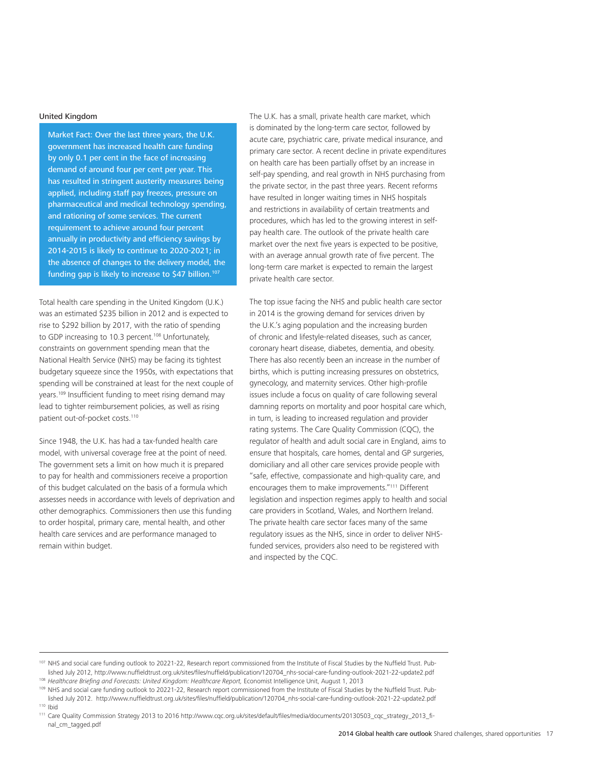## United Kingdom

> Market Fact: Over the last three years, the U.K. government has increased health care funding by only 0.1 per cent in the face of increasing demand of around four per cent per year. This has resulted in stringent austerity measures being applied, including staff pay freezes, pressure on pharmaceutical and medical technology spending, and rationing of some services. The current requirement to achieve around four percent annually in productivity and efficiency savings by 2014-2015 is likely to continue to 2020-2021; in the absence of changes to the delivery model, the funding gap is likely to increase to $47 billion.[107]

Total health care spending in the United Kingdom (U.K.) was an estimated $235 billion in 2012 and is expected to rise to $292 billion by 2017, with the ratio of spending to GDP increasing to 10.3 percent.[108] Unfortunately, constraints on government spending mean that the National Health Service (NHS) may be facing its tightest budgetary squeeze since the 1950s, with expectations that spending will be constrained at least for the next couple of years.[109] Insufficient funding to meet rising demand may lead to tighter reimbursement policies, as well as rising patient out-of-pocket costs.[110]

Since 1948, the U.K. has had a tax-funded health care model, with universal coverage free at the point of need. The government sets a limit on how much it is prepared to pay for health and commissioners receive a proportion of this budget calculated on the basis of a formula which assesses needs in accordance with levels of deprivation and other demographics. Commissioners then use this funding to order hospital, primary care, mental health, and other health care services and are performance managed to remain within budget.

The U.K. has a small, private health care market, which is dominated by the long-term care sector, followed by acute care, psychiatric care, private medical insurance, and primary care sector. A recent decline in private expenditures on health care has been partially offset by an increase in self-pay spending, and real growth in NHS purchasing from the private sector, in the past three years. Recent reforms have resulted in longer waiting times in NHS hospitals and restrictions in availability of certain treatments and procedures, which has led to the growing interest in self-pay health care. The outlook of the private health care market over the next five years is expected to be positive, with an average annual growth rate of five percent. The long-term care market is expected to remain the largest private health care sector.

The top issue facing the NHS and public health care sector in 2014 is the growing demand for services driven by the U.K.'s aging population and the increasing burden of chronic and lifestyle-related diseases, such as cancer, coronary heart disease, diabetes, dementia, and obesity. There has also recently been an increase in the number of births, which is putting increasing pressures on obstetrics, gynecology, and maternity services. Other high-profile issues include a focus on quality of care following several damning reports on mortality and poor hospital care which, in turn, is leading to increased regulation and provider rating systems. The Care Quality Commission (CQC), the regulator of health and adult social care in England, aims to ensure that hospitals, care homes, dental and GP surgeries, domiciliary and all other care services provide people with "safe, effective, compassionate and high-quality care, and encourages them to make improvements."[111] Different legislation and inspection regimes apply to health and social care providers in Scotland, Wales, and Northern Ireland. The private health care sector faces many of the same regulatory issues as the NHS, since in order to deliver NHS-funded services, providers also need to be registered with and inspected by the CQC.

---

[107] NHS and social care funding outlook to 20221-22, Research report commissioned from the Institute of Fiscal Studies by the Nuffield Trust. Published July 2012, http://www.nuffieldtrust.org.uk/sites/files/nuffield/publication/120704_nhs-social-care-funding-outlook-2021-22-update2.pdf

[108] *Healthcare Briefing and Forecasts: United Kingdom: Healthcare Report,* Economist Intelligence Unit, August 1, 2013

[109] NHS and social care funding outlook to 20221-22, Research report commissioned from the Institute of Fiscal Studies by the Nuffield Trust. Published July 2012. http://www.nuffieldtrust.org.uk/sites/files/nuffield/publication/120704_nhs-social-care-funding-outlook-2021-22-update2.pdf

[110] Ibid

[111] Care Quality Commission Strategy 2013 to 2016 http://www.cqc.org.uk/sites/default/files/media/documents/20130503_cqc_strategy_2013_final_cm_tagged.pdf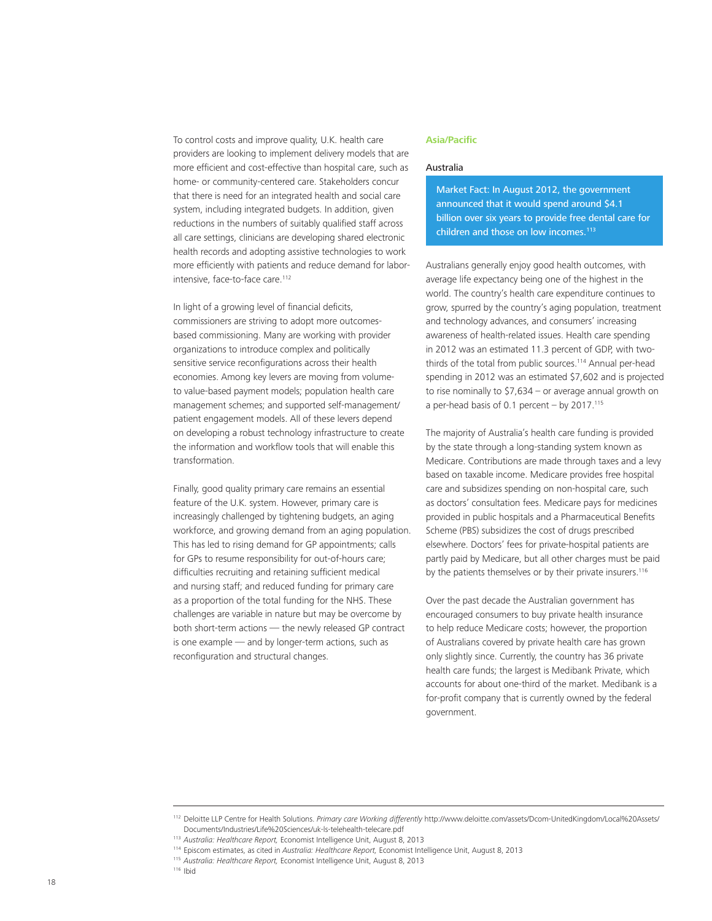To control costs and improve quality, U.K. health care providers are looking to implement delivery models that are more efficient and cost-effective than hospital care, such as home- or community-centered care. Stakeholders concur that there is need for an integrated health and social care system, including integrated budgets. In addition, given reductions in the numbers of suitably qualified staff across all care settings, clinicians are developing shared electronic health records and adopting assistive technologies to work more efficiently with patients and reduce demand for labor-intensive, face-to-face care.[112]

In light of a growing level of financial deficits, commissioners are striving to adopt more outcomes-based commissioning. Many are working with provider organizations to introduce complex and politically sensitive service reconfigurations across their health economies. Among key levers are moving from volume-to value-based payment models; population health care management schemes; and supported self-management/patient engagement models. All of these levers depend on developing a robust technology infrastructure to create the information and workflow tools that will enable this transformation.

Finally, good quality primary care remains an essential feature of the U.K. system. However, primary care is increasingly challenged by tightening budgets, an aging workforce, and growing demand from an aging population. This has led to rising demand for GP appointments; calls for GPs to resume responsibility for out-of-hours care; difficulties recruiting and retaining sufficient medical and nursing staff; and reduced funding for primary care as a proportion of the total funding for the NHS. These challenges are variable in nature but may be overcome by both short-term actions — the newly released GP contract is one example — and by longer-term actions, such as reconfiguration and structural changes.

## Asia/Pacific

### Australia

**Market Fact: In August 2012, the government announced that it would spend around $4.1 billion over six years to provide free dental care for children and those on low incomes.[113]**

Australians generally enjoy good health outcomes, with average life expectancy being one of the highest in the world. The country's health care expenditure continues to grow, spurred by the country's aging population, treatment and technology advances, and consumers' increasing awareness of health-related issues. Health care spending in 2012 was an estimated 11.3 percent of GDP, with two-thirds of the total from public sources.[114] Annual per-head spending in 2012 was an estimated $7,602 and is projected to rise nominally to $7,634 – or average annual growth on a per-head basis of 0.1 percent – by 2017.[115]

The majority of Australia's health care funding is provided by the state through a long-standing system known as Medicare. Contributions are made through taxes and a levy based on taxable income. Medicare provides free hospital care and subsidizes spending on non-hospital care, such as doctors' consultation fees. Medicare pays for medicines provided in public hospitals and a Pharmaceutical Benefits Scheme (PBS) subsidizes the cost of drugs prescribed elsewhere. Doctors' fees for private-hospital patients are partly paid by Medicare, but all other charges must be paid by the patients themselves or by their private insurers.[116]

Over the past decade the Australian government has encouraged consumers to buy private health insurance to help reduce Medicare costs; however, the proportion of Australians covered by private health care has grown only slightly since. Currently, the country has 36 private health care funds; the largest is Medibank Private, which accounts for about one-third of the market. Medibank is a for-profit company that is currently owned by the federal government.

---

[112] Deloitte LLP Centre for Health Solutions. *Primary care Working differently* http://www.deloitte.com/assets/Dcom-UnitedKingdom/Local%20Assets/Documents/Industries/Life%20Sciences/uk-ls-telehealth-telecare.pdf

[113] *Australia: Healthcare Report,* Economist Intelligence Unit, August 8, 2013

[114] Episcom estimates, as cited in *Australia: Healthcare Report,* Economist Intelligence Unit, August 8, 2013

[115] *Australia: Healthcare Report,* Economist Intelligence Unit, August 8, 2013

[116] Ibid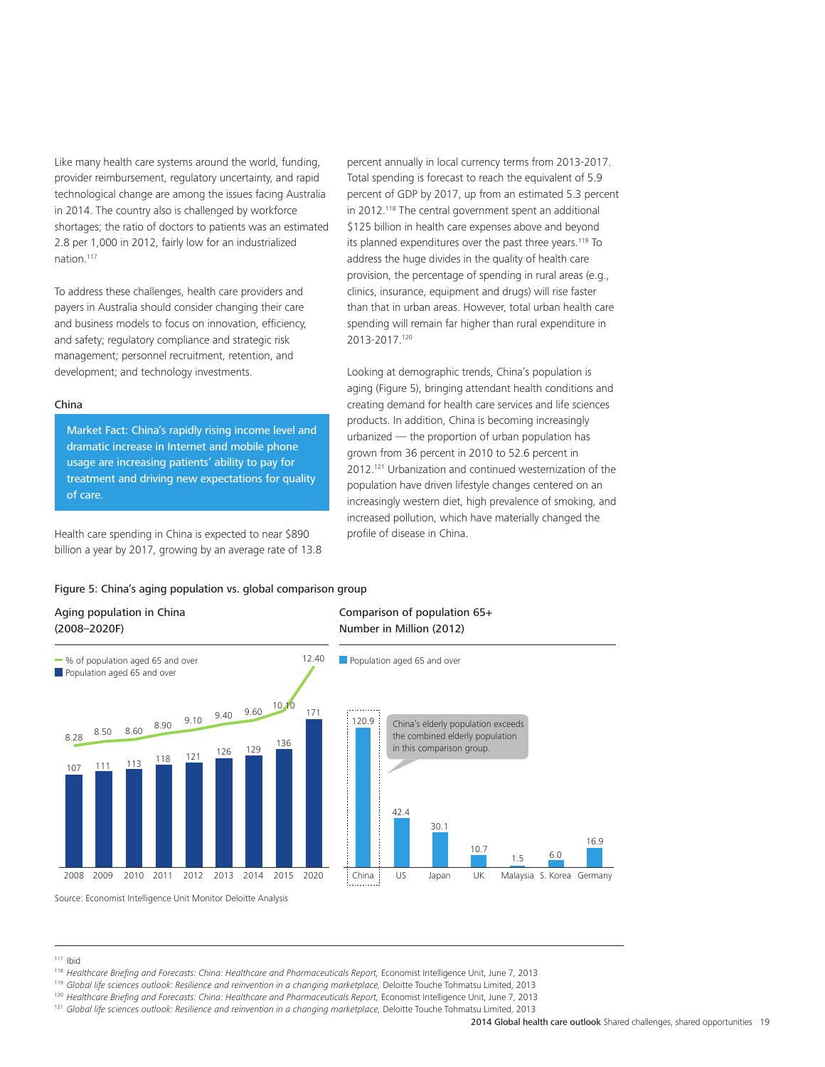Like many health care systems around the world, funding, provider reimbursement, regulatory uncertainty, and rapid technological change are among the issues facing Australia in 2014. The country also is challenged by workforce shortages; the ratio of doctors to patients was an estimated 2.8 per 1,000 in 2012, fairly low for an industrialized nation.[117]

To address these challenges, health care providers and payers in Australia should consider changing their care and business models to focus on innovation, efficiency, and safety; regulatory compliance and strategic risk management; personnel recruitment, retention, and development; and technology investments.

### China

> Market Fact: China's rapidly rising income level and dramatic increase in Internet and mobile phone usage are increasing patients' ability to pay for treatment and driving new expectations for quality of care.

Health care spending in China is expected to near \$890 billion a year by 2017, growing by an average rate of 13.8 percent annually in local currency terms from 2013-2017. Total spending is forecast to reach the equivalent of 5.9 percent of GDP by 2017, up from an estimated 5.3 percent in 2012.[118] The central government spent an additional \$125 billion in health care expenses above and beyond its planned expenditures over the past three years.[119] To address the huge divides in the quality of health care provision, the percentage of spending in rural areas (e.g., clinics, insurance, equipment and drugs) will rise faster than that in urban areas. However, total urban health care spending will remain far higher than rural expenditure in 2013-2017.[120]

Looking at demographic trends, China's population is aging (Figure 5), bringing attendant health conditions and creating demand for health care services and life sciences products. In addition, China is becoming increasingly urbanized — the proportion of urban population has grown from 36 percent in 2010 to 52.6 percent in 2012.[121] Urbanization and continued westernization of the population have driven lifestyle changes centered on an increasingly western diet, high prevalence of smoking, and increased pollution, which have materially changed the profile of disease in China.

Figure 5: China's aging population vs. global comparison group

**Aging population in China (2008–2020F)**

| Year | % of population aged 65 and over | Population aged 65 and over |
|---|---|---|
| 2008 | 8.28 | 107 |
| 2009 | 8.50 | 111 |
| 2010 | 8.60 | 113 |
| 2011 | 8.90 | 118 |
| 2012 | 9.10 | 121 |
| 2013 | 9.40 | 126 |
| 2014 | 9.60 | 129 |
| 2015 | 10.10 | 136 |
| 2020 | 12.40 | 171 |

**Comparison of population 65+ Number in Million (2012)**

| Country | Population aged 65 and over |
|---|---|
| China | 120.9 |
| US | 42.4 |
| Japan | 30.1 |
| UK | 10.7 |
| Malaysia | 1.5 |
| S. Korea | 6.0 |
| Germany | 16.9 |

China's elderly population exceeds the combined elderly population in this comparison group.

Source: Economist Intelligence Unit Monitor Deloitte Analysis

---

[117] Ibid

[118] *Healthcare Briefing and Forecasts: China: Healthcare and Pharmaceuticals Report*, Economist Intelligence Unit, June 7, 2013

[119] *Global life sciences outlook: Resilience and reinvention in a changing marketplace*, Deloitte Touche Tohmatsu Limited, 2013

[120] *Healthcare Briefing and Forecasts: China: Healthcare and Pharmaceuticals Report*, Economist Intelligence Unit, June 7, 2013

[121] *Global life sciences outlook: Resilience and reinvention in a changing marketplace*, Deloitte Touche Tohmatsu Limited, 2013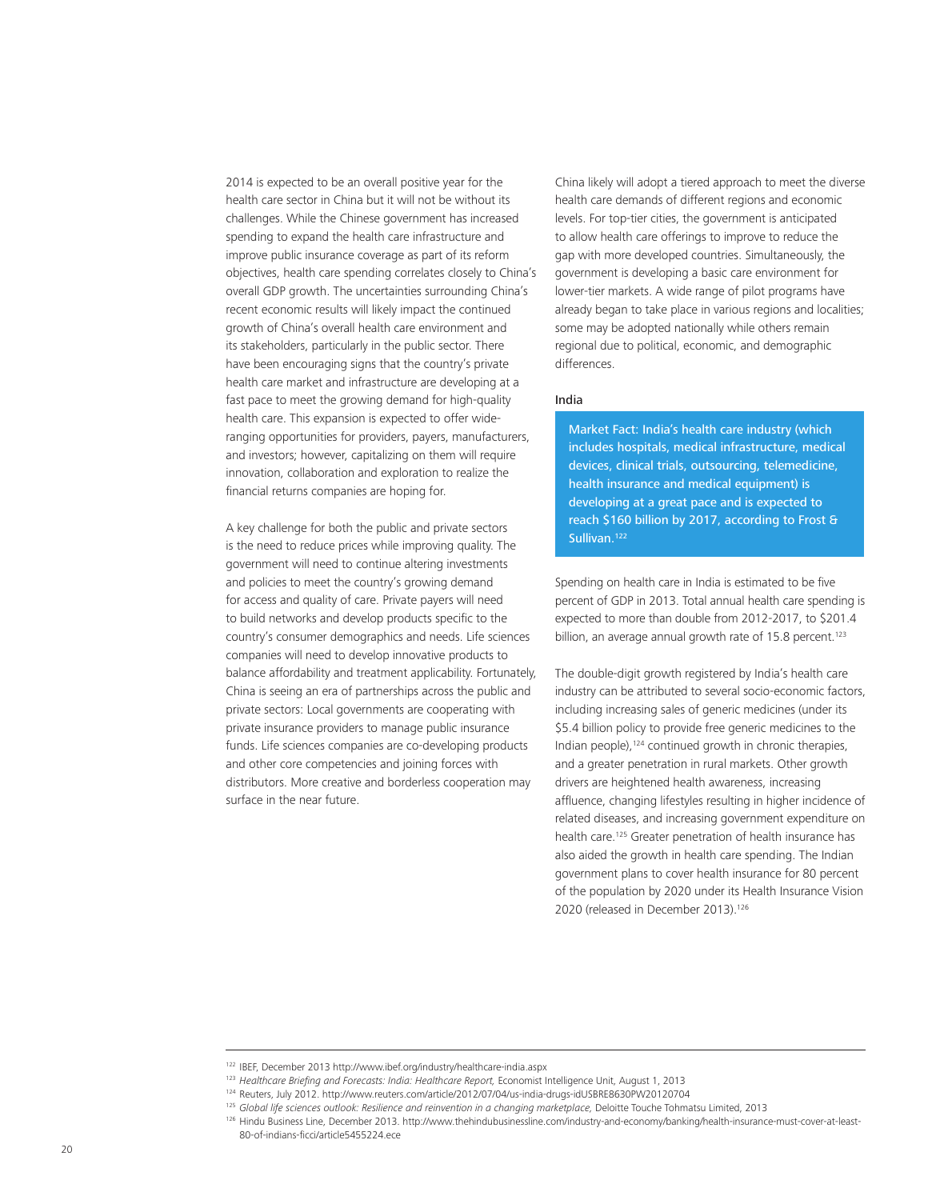2014 is expected to be an overall positive year for the health care sector in China but it will not be without its challenges. While the Chinese government has increased spending to expand the health care infrastructure and improve public insurance coverage as part of its reform objectives, health care spending correlates closely to China's overall GDP growth. The uncertainties surrounding China's recent economic results will likely impact the continued growth of China's overall health care environment and its stakeholders, particularly in the public sector. There have been encouraging signs that the country's private health care market and infrastructure are developing at a fast pace to meet the growing demand for high-quality health care. This expansion is expected to offer wide-ranging opportunities for providers, payers, manufacturers, and investors; however, capitalizing on them will require innovation, collaboration and exploration to realize the financial returns companies are hoping for.

A key challenge for both the public and private sectors is the need to reduce prices while improving quality. The government will need to continue altering investments and policies to meet the country's growing demand for access and quality of care. Private payers will need to build networks and develop products specific to the country's consumer demographics and needs. Life sciences companies will need to develop innovative products to balance affordability and treatment applicability. Fortunately, China is seeing an era of partnerships across the public and private sectors: Local governments are cooperating with private insurance providers to manage public insurance funds. Life sciences companies are co-developing products and other core competencies and joining forces with distributors. More creative and borderless cooperation may surface in the near future.

China likely will adopt a tiered approach to meet the diverse health care demands of different regions and economic levels. For top-tier cities, the government is anticipated to allow health care offerings to improve to reduce the gap with more developed countries. Simultaneously, the government is developing a basic care environment for lower-tier markets. A wide range of pilot programs have already began to take place in various regions and localities; some may be adopted nationally while others remain regional due to political, economic, and demographic differences.

### India

**Market Fact: India's health care industry (which includes hospitals, medical infrastructure, medical devices, clinical trials, outsourcing, telemedicine, health insurance and medical equipment) is developing at a great pace and is expected to reach $160 billion by 2017, according to Frost & Sullivan.[122]**

Spending on health care in India is estimated to be five percent of GDP in 2013. Total annual health care spending is expected to more than double from 2012-2017, to $201.4 billion, an average annual growth rate of 15.8 percent.[123]

The double-digit growth registered by India's health care industry can be attributed to several socio-economic factors, including increasing sales of generic medicines (under its $5.4 billion policy to provide free generic medicines to the Indian people),[124] continued growth in chronic therapies, and a greater penetration in rural markets. Other growth drivers are heightened health awareness, increasing affluence, changing lifestyles resulting in higher incidence of related diseases, and increasing government expenditure on health care.[125] Greater penetration of health insurance has also aided the growth in health care spending. The Indian government plans to cover health insurance for 80 percent of the population by 2020 under its Health Insurance Vision 2020 (released in December 2013).[126]

---

[122] IBEF, December 2013 http://www.ibef.org/industry/healthcare-india.aspx

[123] *Healthcare Briefing and Forecasts: India: Healthcare Report,* Economist Intelligence Unit, August 1, 2013

[124] Reuters, July 2012. http://www.reuters.com/article/2012/07/04/us-india-drugs-idUSBRE8630PW20120704

[125] *Global life sciences outlook: Resilience and reinvention in a changing marketplace,* Deloitte Touche Tohmatsu Limited, 2013

[126] Hindu Business Line, December 2013. http://www.thehindubusinessline.com/industry-and-economy/banking/health-insurance-must-cover-at-least-80-of-indians-ficci/article5455224.ece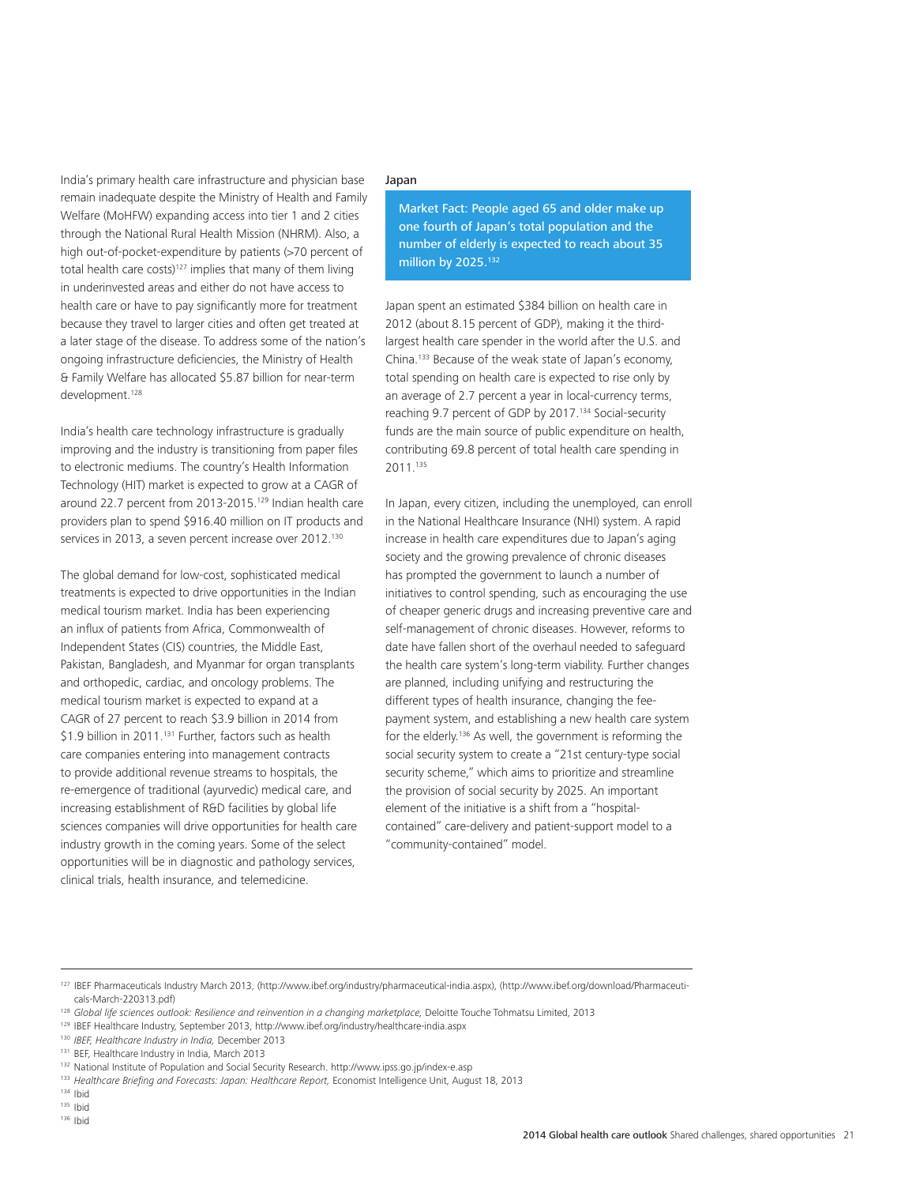India's primary health care infrastructure and physician base remain inadequate despite the Ministry of Health and Family Welfare (MoHFW) expanding access into tier 1 and 2 cities through the National Rural Health Mission (NHRM). Also, a high out-of-pocket-expenditure by patients (>70 percent of total health care costs)[127] implies that many of them living in underinvested areas and either do not have access to health care or have to pay significantly more for treatment because they travel to larger cities and often get treated at a later stage of the disease. To address some of the nation's ongoing infrastructure deficiencies, the Ministry of Health & Family Welfare has allocated $5.87 billion for near-term development.[128]

India's health care technology infrastructure is gradually improving and the industry is transitioning from paper files to electronic mediums. The country's Health Information Technology (HIT) market is expected to grow at a CAGR of around 22.7 percent from 2013-2015.[129] Indian health care providers plan to spend $916.40 million on IT products and services in 2013, a seven percent increase over 2012.[130]

The global demand for low-cost, sophisticated medical treatments is expected to drive opportunities in the Indian medical tourism market. India has been experiencing an influx of patients from Africa, Commonwealth of Independent States (CIS) countries, the Middle East, Pakistan, Bangladesh, and Myanmar for organ transplants and orthopedic, cardiac, and oncology problems. The medical tourism market is expected to expand at a CAGR of 27 percent to reach $3.9 billion in 2014 from $1.9 billion in 2011.[131] Further, factors such as health care companies entering into management contracts to provide additional revenue streams to hospitals, the re-emergence of traditional (ayurvedic) medical care, and increasing establishment of R&D facilities by global life sciences companies will drive opportunities for health care industry growth in the coming years. Some of the select opportunities will be in diagnostic and pathology services, clinical trials, health insurance, and telemedicine.

### Japan

**Market Fact: People aged 65 and older make up one fourth of Japan's total population and the number of elderly is expected to reach about 35 million by 2025.[132]**

Japan spent an estimated $384 billion on health care in 2012 (about 8.15 percent of GDP), making it the third-largest health care spender in the world after the U.S. and China.[133] Because of the weak state of Japan's economy, total spending on health care is expected to rise only by an average of 2.7 percent a year in local-currency terms, reaching 9.7 percent of GDP by 2017.[134] Social-security funds are the main source of public expenditure on health, contributing 69.8 percent of total health care spending in 2011.[135]

In Japan, every citizen, including the unemployed, can enroll in the National Healthcare Insurance (NHI) system. A rapid increase in health care expenditures due to Japan's aging society and the growing prevalence of chronic diseases has prompted the government to launch a number of initiatives to control spending, such as encouraging the use of cheaper generic drugs and increasing preventive care and self-management of chronic diseases. However, reforms to date have fallen short of the overhaul needed to safeguard the health care system's long-term viability. Further changes are planned, including unifying and restructuring the different types of health insurance, changing the fee-payment system, and establishing a new health care system for the elderly.[136] As well, the government is reforming the social security system to create a "21st century-type social security scheme," which aims to prioritize and streamline the provision of social security by 2025. An important element of the initiative is a shift from a "hospital-contained" care-delivery and patient-support model to a "community-contained" model.

---

[127] IBEF Pharmaceuticals Industry March 2013, (http://www.ibef.org/industry/pharmaceutical-india.aspx), (http://www.ibef.org/download/Pharmaceuticals-March-220313.pdf)

[128] *Global life sciences outlook: Resilience and reinvention in a changing marketplace,* Deloitte Touche Tohmatsu Limited, 2013

[129] IBEF Healthcare Industry, September 2013, http://www.ibef.org/industry/healthcare-india.aspx

[130] *IBEF, Healthcare Industry in India,* December 2013

[131] BEF, Healthcare Industry in India, March 2013

[132] National Institute of Population and Social Security Research. http://www.ipss.go.jp/index-e.asp

[133] *Healthcare Briefing and Forecasts: Japan: Healthcare Report,* Economist Intelligence Unit, August 18, 2013

[134] Ibid

[135] Ibid

[136] Ibid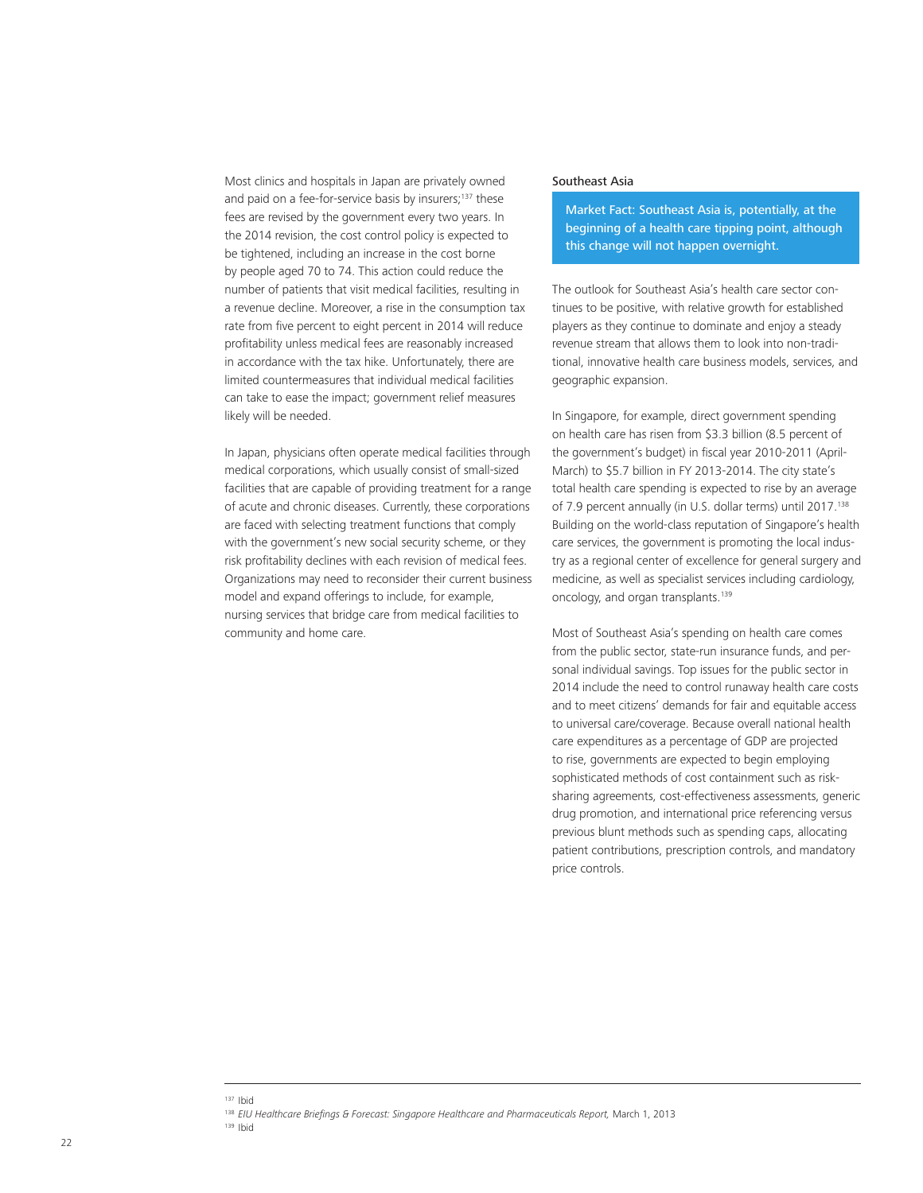Most clinics and hospitals in Japan are privately owned and paid on a fee-for-service basis by insurers;[137] these fees are revised by the government every two years. In the 2014 revision, the cost control policy is expected to be tightened, including an increase in the cost borne by people aged 70 to 74. This action could reduce the number of patients that visit medical facilities, resulting in a revenue decline. Moreover, a rise in the consumption tax rate from five percent to eight percent in 2014 will reduce profitability unless medical fees are reasonably increased in accordance with the tax hike. Unfortunately, there are limited countermeasures that individual medical facilities can take to ease the impact; government relief measures likely will be needed.

In Japan, physicians often operate medical facilities through medical corporations, which usually consist of small-sized facilities that are capable of providing treatment for a range of acute and chronic diseases. Currently, these corporations are faced with selecting treatment functions that comply with the government's new social security scheme, or they risk profitability declines with each revision of medical fees. Organizations may need to reconsider their current business model and expand offerings to include, for example, nursing services that bridge care from medical facilities to community and home care.

### Southeast Asia

**Market Fact: Southeast Asia is, potentially, at the beginning of a health care tipping point, although this change will not happen overnight.**

The outlook for Southeast Asia's health care sector continues to be positive, with relative growth for established players as they continue to dominate and enjoy a steady revenue stream that allows them to look into non-traditional, innovative health care business models, services, and geographic expansion.

In Singapore, for example, direct government spending on health care has risen from $3.3 billion (8.5 percent of the government's budget) in fiscal year 2010-2011 (April-March) to $5.7 billion in FY 2013-2014. The city state's total health care spending is expected to rise by an average of 7.9 percent annually (in U.S. dollar terms) until 2017.[138] Building on the world-class reputation of Singapore's health care services, the government is promoting the local industry as a regional center of excellence for general surgery and medicine, as well as specialist services including cardiology, oncology, and organ transplants.[139]

Most of Southeast Asia's spending on health care comes from the public sector, state-run insurance funds, and personal individual savings. Top issues for the public sector in 2014 include the need to control runaway health care costs and to meet citizens' demands for fair and equitable access to universal care/coverage. Because overall national health care expenditures as a percentage of GDP are projected to rise, governments are expected to begin employing sophisticated methods of cost containment such as risk-sharing agreements, cost-effectiveness assessments, generic drug promotion, and international price referencing versus previous blunt methods such as spending caps, allocating patient contributions, prescription controls, and mandatory price controls.

---

[137] Ibid

[138] *EIU Healthcare Briefings & Forecast: Singapore Healthcare and Pharmaceuticals Report,* March 1, 2013

[139] Ibid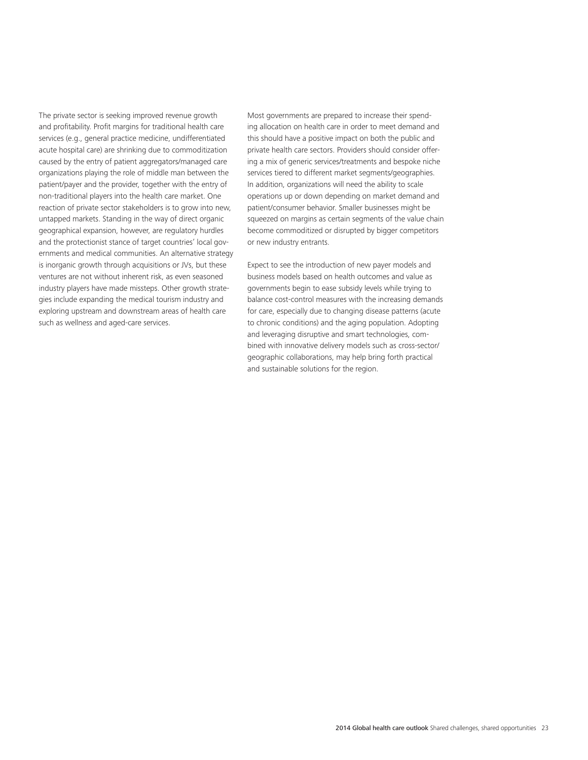The private sector is seeking improved revenue growth and profitability. Profit margins for traditional health care services (e.g., general practice medicine, undifferentiated acute hospital care) are shrinking due to commoditization caused by the entry of patient aggregators/managed care organizations playing the role of middle man between the patient/payer and the provider, together with the entry of non-traditional players into the health care market. One reaction of private sector stakeholders is to grow into new, untapped markets. Standing in the way of direct organic geographical expansion, however, are regulatory hurdles and the protectionist stance of target countries' local governments and medical communities. An alternative strategy is inorganic growth through acquisitions or JVs, but these ventures are not without inherent risk, as even seasoned industry players have made missteps. Other growth strategies include expanding the medical tourism industry and exploring upstream and downstream areas of health care such as wellness and aged-care services.

Most governments are prepared to increase their spending allocation on health care in order to meet demand and this should have a positive impact on both the public and private health care sectors. Providers should consider offering a mix of generic services/treatments and bespoke niche services tiered to different market segments/geographies. In addition, organizations will need the ability to scale operations up or down depending on market demand and patient/consumer behavior. Smaller businesses might be squeezed on margins as certain segments of the value chain become commoditized or disrupted by bigger competitors or new industry entrants.

Expect to see the introduction of new payer models and business models based on health outcomes and value as governments begin to ease subsidy levels while trying to balance cost-control measures with the increasing demands for care, especially due to changing disease patterns (acute to chronic conditions) and the aging population. Adopting and leveraging disruptive and smart technologies, combined with innovative delivery models such as cross-sector/geographic collaborations, may help bring forth practical and sustainable solutions for the region.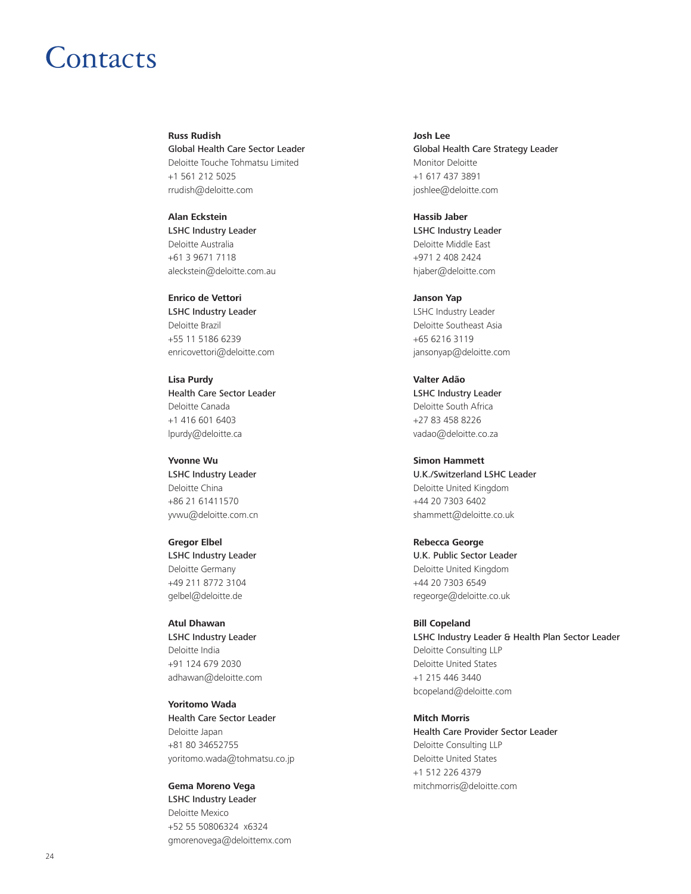# Contacts

**Russ Rudish**
**Global Health Care Sector Leader**
Deloitte Touche Tohmatsu Limited
+1 561 212 5025
rrudish@deloitte.com

**Alan Eckstein**
**LSHC Industry Leader**
Deloitte Australia
+61 3 9671 7118
aleckstein@deloitte.com.au

**Enrico de Vettori**
**LSHC Industry Leader**
Deloitte Brazil
+55 11 5186 6239
enricovettori@deloitte.com

**Lisa Purdy**
**Health Care Sector Leader**
Deloitte Canada
+1 416 601 6403
lpurdy@deloitte.ca

**Yvonne Wu**
**LSHC Industry Leader**
Deloitte China
+86 21 61411570
yvwu@deloitte.com.cn

**Gregor Elbel**
**LSHC Industry Leader**
Deloitte Germany
+49 211 8772 3104
gelbel@deloitte.de

**Atul Dhawan**
**LSHC Industry Leader**
Deloitte India
+91 124 679 2030
adhawan@deloitte.com

**Yoritomo Wada**
**Health Care Sector Leader**
Deloitte Japan
+81 80 34652755
yoritomo.wada@tohmatsu.co.jp

**Gema Moreno Vega**
**LSHC Industry Leader**
Deloitte Mexico
+52 55 50806324 x6324
gmorenovega@deloittemx.com

**Josh Lee**
**Global Health Care Strategy Leader**
Monitor Deloitte
+1 617 437 3891
joshlee@deloitte.com

**Hassib Jaber**
**LSHC Industry Leader**
Deloitte Middle East
+971 2 408 2424
hjaber@deloitte.com

**Janson Yap**
LSHC Industry Leader
Deloitte Southeast Asia
+65 6216 3119
jansonyap@deloitte.com

**Valter Adão**
**LSHC Industry Leader**
Deloitte South Africa
+27 83 458 8226
vadao@deloitte.co.za

**Simon Hammett**
**U.K./Switzerland LSHC Leader**
Deloitte United Kingdom
+44 20 7303 6402
shammett@deloitte.co.uk

**Rebecca George**
**U.K. Public Sector Leader**
Deloitte United Kingdom
+44 20 7303 6549
regeorge@deloitte.co.uk

**Bill Copeland**
**LSHC Industry Leader & Health Plan Sector Leader**
Deloitte Consulting LLP
Deloitte United States
+1 215 446 3440
bcopeland@deloitte.com

**Mitch Morris**
**Health Care Provider Sector Leader**
Deloitte Consulting LLP
Deloitte United States
+1 512 226 4379
mitchmorris@deloitte.com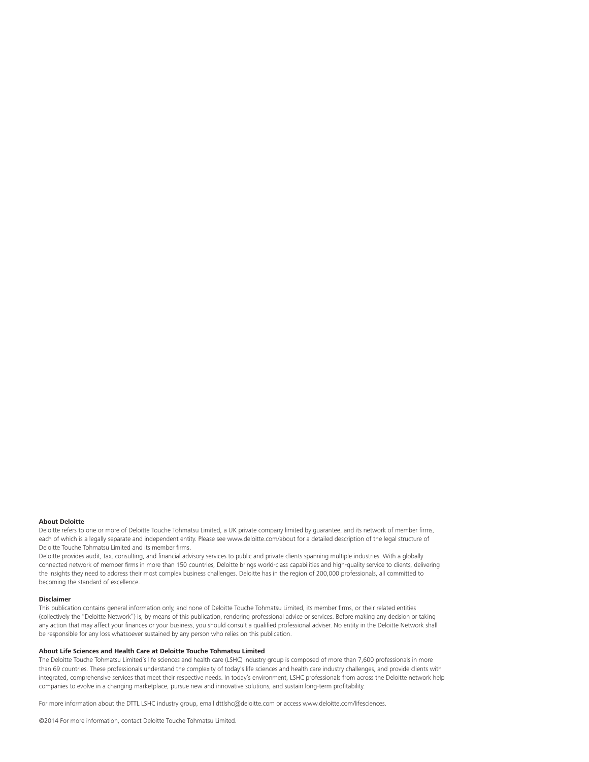**About Deloitte**

Deloitte refers to one or more of Deloitte Touche Tohmatsu Limited, a UK private company limited by guarantee, and its network of member firms, each of which is a legally separate and independent entity. Please see www.deloitte.com/about for a detailed description of the legal structure of Deloitte Touche Tohmatsu Limited and its member firms.

Deloitte provides audit, tax, consulting, and financial advisory services to public and private clients spanning multiple industries. With a globally connected network of member firms in more than 150 countries, Deloitte brings world-class capabilities and high-quality service to clients, delivering the insights they need to address their most complex business challenges. Deloitte has in the region of 200,000 professionals, all committed to becoming the standard of excellence.

**Disclaimer**

This publication contains general information only, and none of Deloitte Touche Tohmatsu Limited, its member firms, or their related entities (collectively the "Deloitte Network") is, by means of this publication, rendering professional advice or services. Before making any decision or taking any action that may affect your finances or your business, you should consult a qualified professional adviser. No entity in the Deloitte Network shall be responsible for any loss whatsoever sustained by any person who relies on this publication.

**About Life Sciences and Health Care at Deloitte Touche Tohmatsu Limited**

The Deloitte Touche Tohmatsu Limited's life sciences and health care (LSHC) industry group is composed of more than 7,600 professionals in more than 69 countries. These professionals understand the complexity of today's life sciences and health care industry challenges, and provide clients with integrated, comprehensive services that meet their respective needs. In today's environment, LSHC professionals from across the Deloitte network help companies to evolve in a changing marketplace, pursue new and innovative solutions, and sustain long-term profitability.

For more information about the DTTL LSHC industry group, email dttlshc@deloitte.com or access www.deloitte.com/lifesciences.

©2014 For more information, contact Deloitte Touche Tohmatsu Limited.